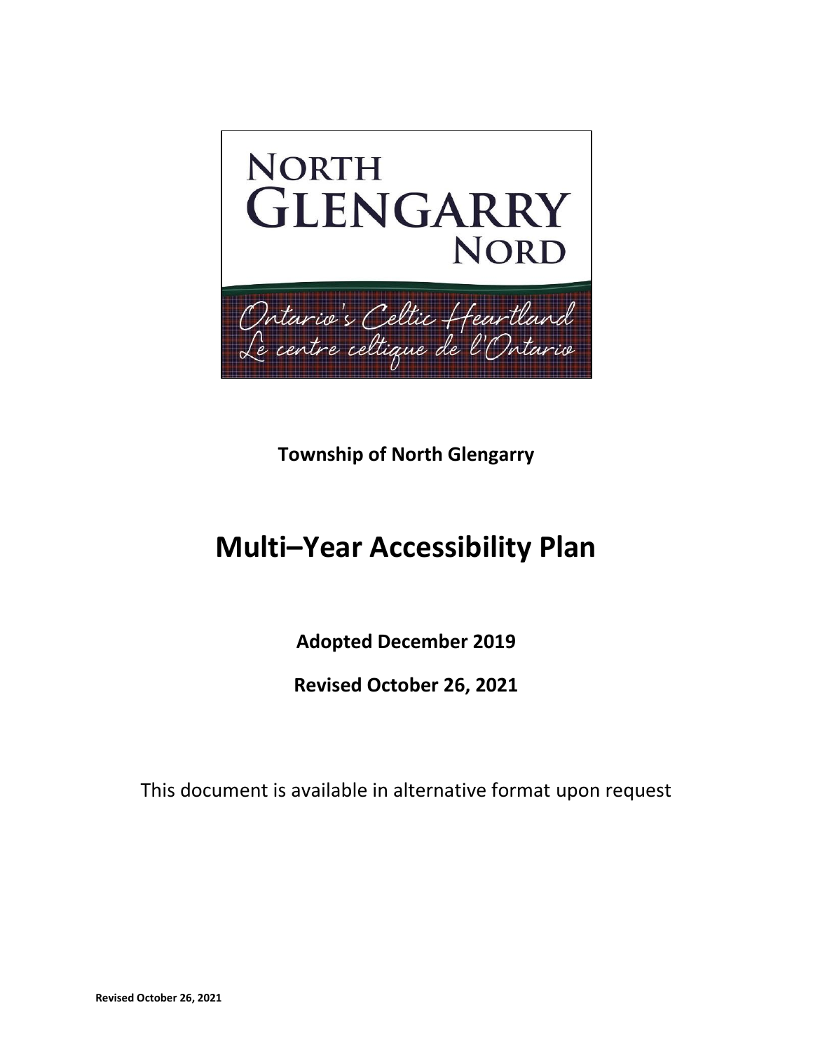NORTH GLENGARRY NORD

Ontario's Celtic Heartland
Le centre celtique de l'Ontario

**Township of North Glengarry**

# Multi–Year Accessibility Plan

**Adopted December 2019**

**Revised October 26, 2021**

This document is available in alternative format upon request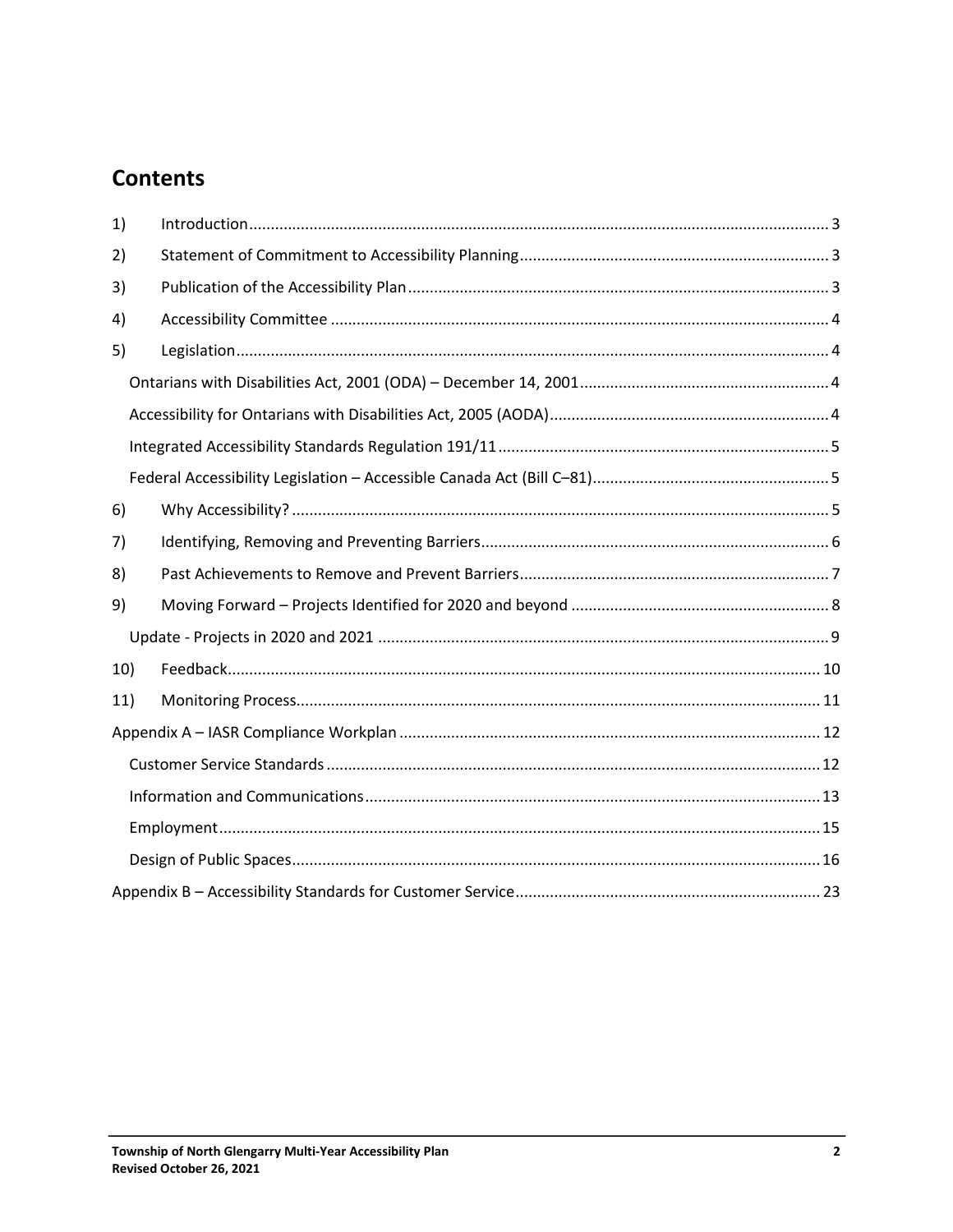## Contents

1) Introduction ... 3
2) Statement of Commitment to Accessibility Planning ... 3
3) Publication of the Accessibility Plan ... 3
4) Accessibility Committee ... 4
5) Legislation ... 4
   - Ontarians with Disabilities Act, 2001 (ODA) – December 14, 2001 ... 4
   - Accessibility for Ontarians with Disabilities Act, 2005 (AODA) ... 4
   - Integrated Accessibility Standards Regulation 191/11 ... 5
   - Federal Accessibility Legislation – Accessible Canada Act (Bill C–81) ... 5
6) Why Accessibility? ... 5
7) Identifying, Removing and Preventing Barriers ... 6
8) Past Achievements to Remove and Prevent Barriers ... 7
9) Moving Forward – Projects Identified for 2020 and beyond ... 8
   - Update - Projects in 2020 and 2021 ... 9
10) Feedback ... 10
11) Monitoring Process ... 11

Appendix A – IASR Compliance Workplan ... 12
   - Customer Service Standards ... 12
   - Information and Communications ... 13
   - Employment ... 15
   - Design of Public Spaces ... 16

Appendix B – Accessibility Standards for Customer Service ... 23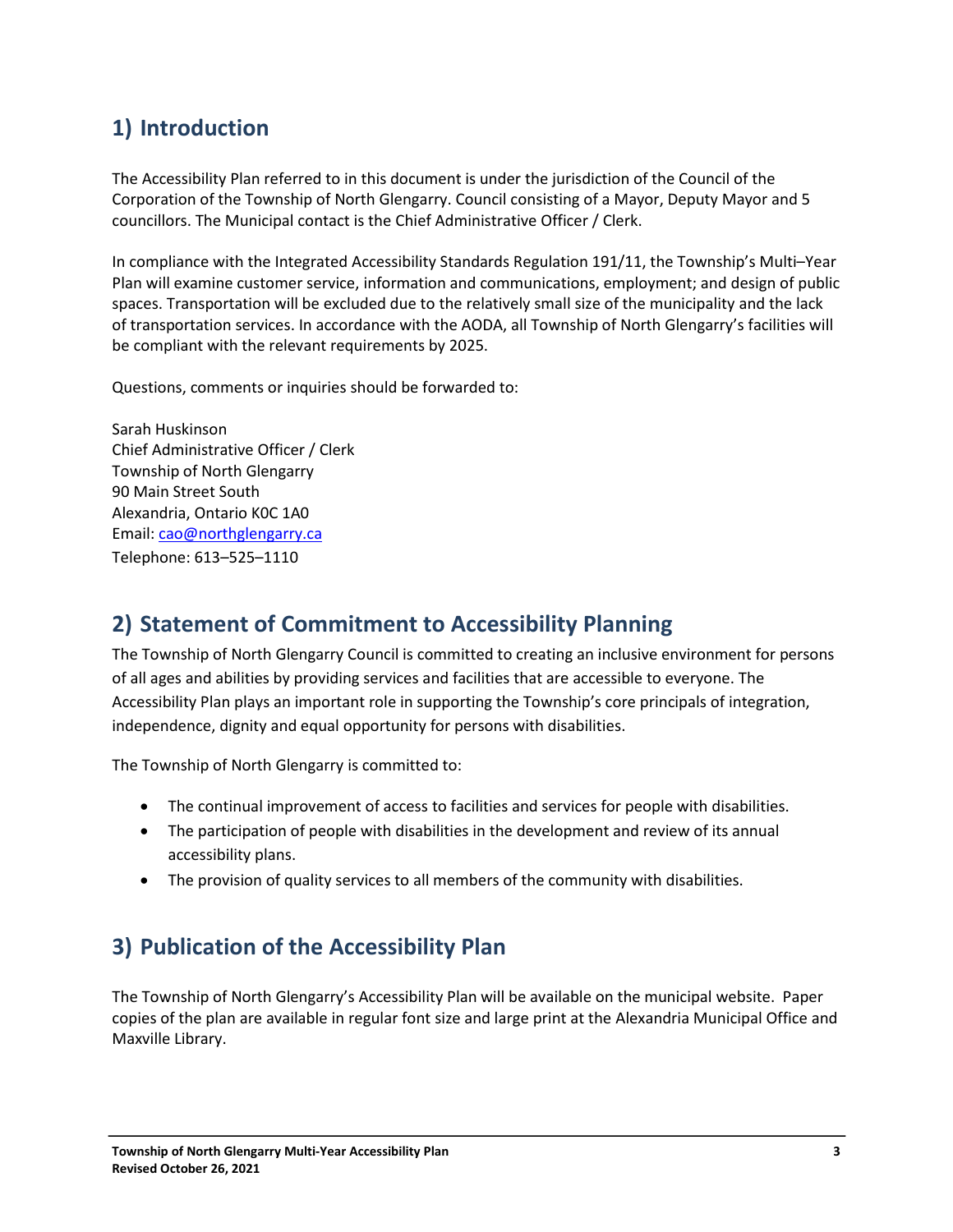## 1) Introduction

The Accessibility Plan referred to in this document is under the jurisdiction of the Council of the Corporation of the Township of North Glengarry. Council consisting of a Mayor, Deputy Mayor and 5 councillors. The Municipal contact is the Chief Administrative Officer / Clerk.

In compliance with the Integrated Accessibility Standards Regulation 191/11, the Township's Multi–Year Plan will examine customer service, information and communications, employment; and design of public spaces. Transportation will be excluded due to the relatively small size of the municipality and the lack of transportation services. In accordance with the AODA, all Township of North Glengarry's facilities will be compliant with the relevant requirements by 2025.

Questions, comments or inquiries should be forwarded to:

Sarah Huskinson
Chief Administrative Officer / Clerk
Township of North Glengarry
90 Main Street South
Alexandria, Ontario K0C 1A0
Email: cao@northglengarry.ca
Telephone: 613–525–1110

## 2) Statement of Commitment to Accessibility Planning

The Township of North Glengarry Council is committed to creating an inclusive environment for persons of all ages and abilities by providing services and facilities that are accessible to everyone. The Accessibility Plan plays an important role in supporting the Township's core principals of integration, independence, dignity and equal opportunity for persons with disabilities.

The Township of North Glengarry is committed to:

- The continual improvement of access to facilities and services for people with disabilities.
- The participation of people with disabilities in the development and review of its annual accessibility plans.
- The provision of quality services to all members of the community with disabilities.

## 3) Publication of the Accessibility Plan

The Township of North Glengarry's Accessibility Plan will be available on the municipal website. Paper copies of the plan are available in regular font size and large print at the Alexandria Municipal Office and Maxville Library.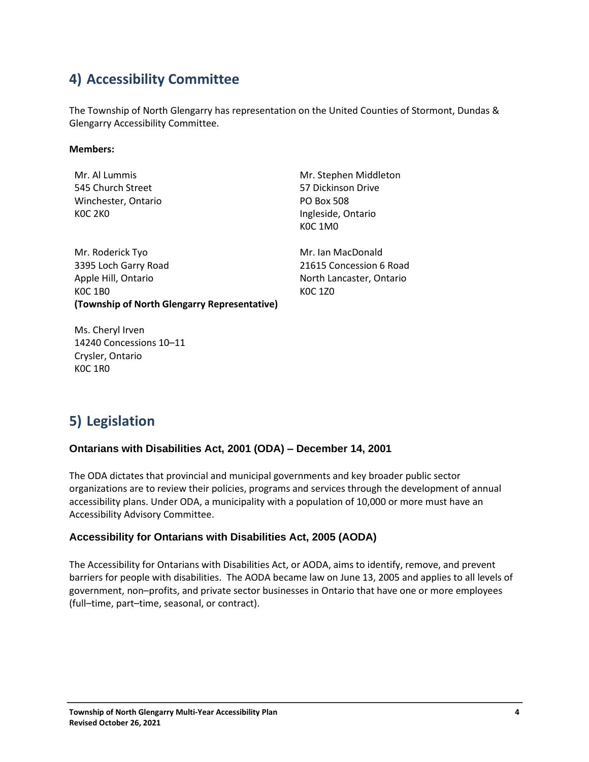## 4) Accessibility Committee

The Township of North Glengarry has representation on the United Counties of Stormont, Dundas & Glengarry Accessibility Committee.

**Members:**

Mr. Al Lummis
545 Church Street
Winchester, Ontario
K0C 2K0

Mr. Stephen Middleton
57 Dickinson Drive
PO Box 508
Ingleside, Ontario
K0C 1M0

Mr. Roderick Tyo
3395 Loch Garry Road
Apple Hill, Ontario
K0C 1B0
**(Township of North Glengarry Representative)**

Mr. Ian MacDonald
21615 Concession 6 Road
North Lancaster, Ontario
K0C 1Z0

Ms. Cheryl Irven
14240 Concessions 10–11
Crysler, Ontario
K0C 1R0

## 5) Legislation

### Ontarians with Disabilities Act, 2001 (ODA) – December 14, 2001

The ODA dictates that provincial and municipal governments and key broader public sector organizations are to review their policies, programs and services through the development of annual accessibility plans. Under ODA, a municipality with a population of 10,000 or more must have an Accessibility Advisory Committee.

### Accessibility for Ontarians with Disabilities Act, 2005 (AODA)

The Accessibility for Ontarians with Disabilities Act, or AODA, aims to identify, remove, and prevent barriers for people with disabilities. The AODA became law on June 13, 2005 and applies to all levels of government, non–profits, and private sector businesses in Ontario that have one or more employees (full–time, part–time, seasonal, or contract).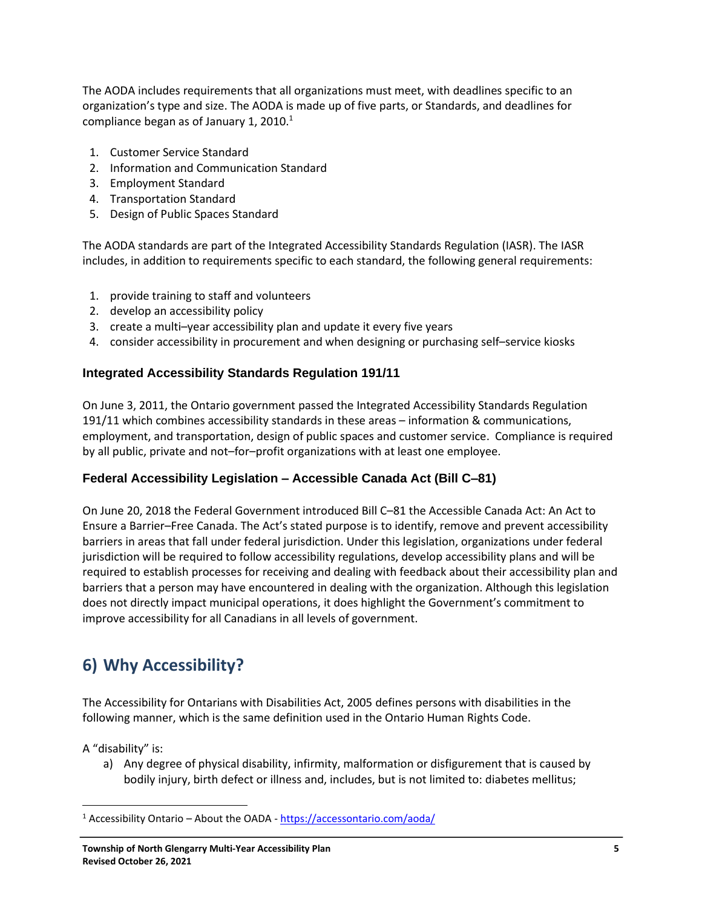The AODA includes requirements that all organizations must meet, with deadlines specific to an organization's type and size. The AODA is made up of five parts, or Standards, and deadlines for compliance began as of January 1, 2010.[1]

1. Customer Service Standard
2. Information and Communication Standard
3. Employment Standard
4. Transportation Standard
5. Design of Public Spaces Standard

The AODA standards are part of the Integrated Accessibility Standards Regulation (IASR). The IASR includes, in addition to requirements specific to each standard, the following general requirements:

1. provide training to staff and volunteers
2. develop an accessibility policy
3. create a multi–year accessibility plan and update it every five years
4. consider accessibility in procurement and when designing or purchasing self–service kiosks

### Integrated Accessibility Standards Regulation 191/11

On June 3, 2011, the Ontario government passed the Integrated Accessibility Standards Regulation 191/11 which combines accessibility standards in these areas – information & communications, employment, and transportation, design of public spaces and customer service. Compliance is required by all public, private and not–for–profit organizations with at least one employee.

### Federal Accessibility Legislation – Accessible Canada Act (Bill C–81)

On June 20, 2018 the Federal Government introduced Bill C–81 the Accessible Canada Act: An Act to Ensure a Barrier–Free Canada. The Act's stated purpose is to identify, remove and prevent accessibility barriers in areas that fall under federal jurisdiction. Under this legislation, organizations under federal jurisdiction will be required to follow accessibility regulations, develop accessibility plans and will be required to establish processes for receiving and dealing with feedback about their accessibility plan and barriers that a person may have encountered in dealing with the organization. Although this legislation does not directly impact municipal operations, it does highlight the Government's commitment to improve accessibility for all Canadians in all levels of government.

## 6) Why Accessibility?

The Accessibility for Ontarians with Disabilities Act, 2005 defines persons with disabilities in the following manner, which is the same definition used in the Ontario Human Rights Code.

A "disability" is:

a) Any degree of physical disability, infirmity, malformation or disfigurement that is caused by bodily injury, birth defect or illness and, includes, but is not limited to: diabetes mellitus;

[1] Accessibility Ontario – About the OADA - https://accessontario.com/aoda/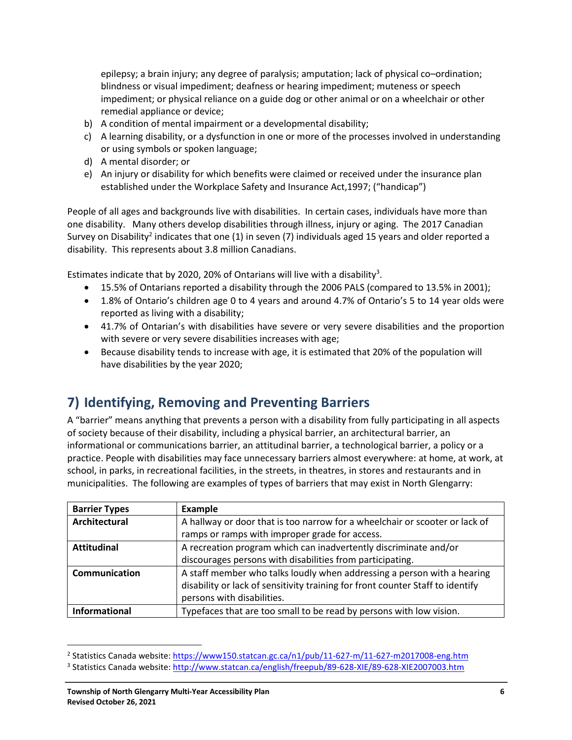epilepsy; a brain injury; any degree of paralysis; amputation; lack of physical co–ordination; blindness or visual impediment; deafness or hearing impediment; muteness or speech impediment; or physical reliance on a guide dog or other animal or on a wheelchair or other remedial appliance or device;

b) A condition of mental impairment or a developmental disability;
c) A learning disability, or a dysfunction in one or more of the processes involved in understanding or using symbols or spoken language;
d) A mental disorder; or
e) An injury or disability for which benefits were claimed or received under the insurance plan established under the Workplace Safety and Insurance Act,1997; ("handicap")

People of all ages and backgrounds live with disabilities. In certain cases, individuals have more than one disability. Many others develop disabilities through illness, injury or aging. The 2017 Canadian Survey on Disability[2] indicates that one (1) in seven (7) individuals aged 15 years and older reported a disability. This represents about 3.8 million Canadians.

Estimates indicate that by 2020, 20% of Ontarians will live with a disability[3].

- 15.5% of Ontarians reported a disability through the 2006 PALS (compared to 13.5% in 2001);
- 1.8% of Ontario's children age 0 to 4 years and around 4.7% of Ontario's 5 to 14 year olds were reported as living with a disability;
- 41.7% of Ontarian's with disabilities have severe or very severe disabilities and the proportion with severe or very severe disabilities increases with age;
- Because disability tends to increase with age, it is estimated that 20% of the population will have disabilities by the year 2020;

## 7) Identifying, Removing and Preventing Barriers

A "barrier" means anything that prevents a person with a disability from fully participating in all aspects of society because of their disability, including a physical barrier, an architectural barrier, an informational or communications barrier, an attitudinal barrier, a technological barrier, a policy or a practice. People with disabilities may face unnecessary barriers almost everywhere: at home, at work, at school, in parks, in recreational facilities, in the streets, in theatres, in stores and restaurants and in municipalities. The following are examples of types of barriers that may exist in North Glengarry:

| Barrier Types | Example |
|---|---|
| **Architectural** | A hallway or door that is too narrow for a wheelchair or scooter or lack of ramps or ramps with improper grade for access. |
| **Attitudinal** | A recreation program which can inadvertently discriminate and/or discourages persons with disabilities from participating. |
| **Communication** | A staff member who talks loudly when addressing a person with a hearing disability or lack of sensitivity training for front counter Staff to identify persons with disabilities. |
| **Informational** | Typefaces that are too small to be read by persons with low vision. |

[2] Statistics Canada website: https://www150.statcan.gc.ca/n1/pub/11-627-m/11-627-m2017008-eng.htm

[3] Statistics Canada website: http://www.statcan.ca/english/freepub/89-628-XIE/89-628-XIE2007003.htm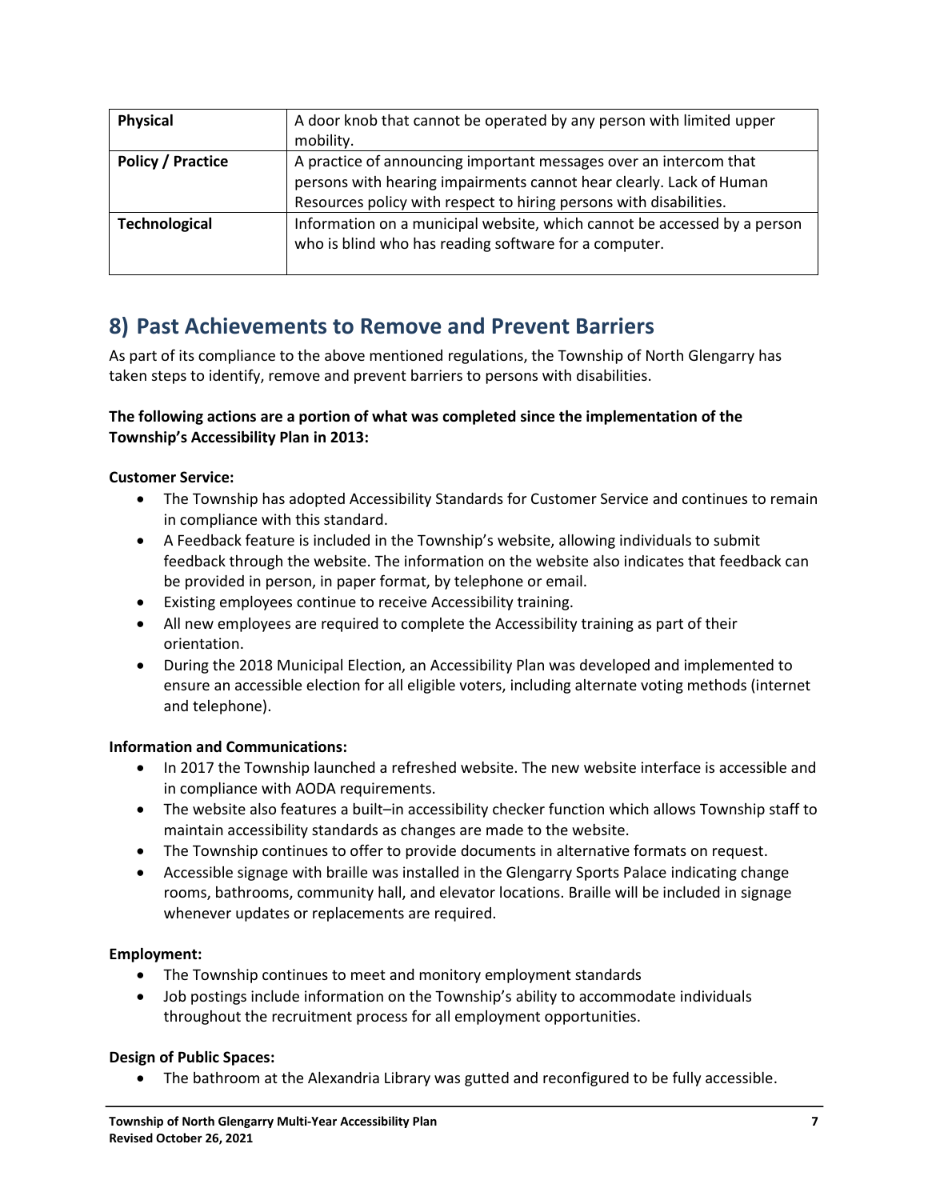| Physical | A door knob that cannot be operated by any person with limited upper mobility. |
| --- | --- |
| **Policy / Practice** | A practice of announcing important messages over an intercom that persons with hearing impairments cannot hear clearly. Lack of Human Resources policy with respect to hiring persons with disabilities. |
| **Technological** | Information on a municipal website, which cannot be accessed by a person who is blind who has reading software for a computer. |

## 8) Past Achievements to Remove and Prevent Barriers

As part of its compliance to the above mentioned regulations, the Township of North Glengarry has taken steps to identify, remove and prevent barriers to persons with disabilities.

**The following actions are a portion of what was completed since the implementation of the Township's Accessibility Plan in 2013:**

**Customer Service:**

- The Township has adopted Accessibility Standards for Customer Service and continues to remain in compliance with this standard.
- A Feedback feature is included in the Township's website, allowing individuals to submit feedback through the website. The information on the website also indicates that feedback can be provided in person, in paper format, by telephone or email.
- Existing employees continue to receive Accessibility training.
- All new employees are required to complete the Accessibility training as part of their orientation.
- During the 2018 Municipal Election, an Accessibility Plan was developed and implemented to ensure an accessible election for all eligible voters, including alternate voting methods (internet and telephone).

**Information and Communications:**

- In 2017 the Township launched a refreshed website. The new website interface is accessible and in compliance with AODA requirements.
- The website also features a built–in accessibility checker function which allows Township staff to maintain accessibility standards as changes are made to the website.
- The Township continues to offer to provide documents in alternative formats on request.
- Accessible signage with braille was installed in the Glengarry Sports Palace indicating change rooms, bathrooms, community hall, and elevator locations. Braille will be included in signage whenever updates or replacements are required.

**Employment:**

- The Township continues to meet and monitory employment standards
- Job postings include information on the Township's ability to accommodate individuals throughout the recruitment process for all employment opportunities.

**Design of Public Spaces:**

- The bathroom at the Alexandria Library was gutted and reconfigured to be fully accessible.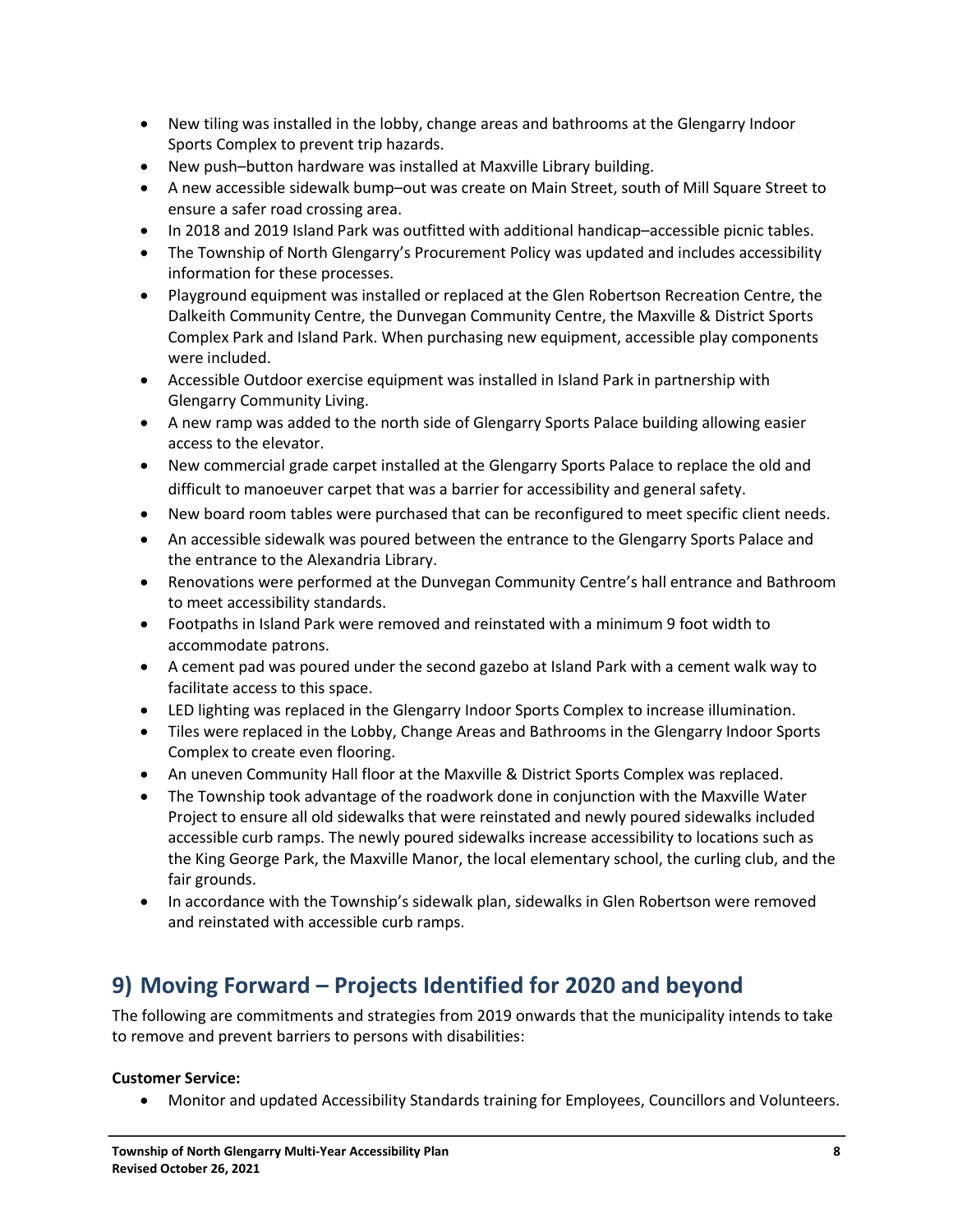- New tiling was installed in the lobby, change areas and bathrooms at the Glengarry Indoor Sports Complex to prevent trip hazards.
- New push–button hardware was installed at Maxville Library building.
- A new accessible sidewalk bump–out was create on Main Street, south of Mill Square Street to ensure a safer road crossing area.
- In 2018 and 2019 Island Park was outfitted with additional handicap–accessible picnic tables.
- The Township of North Glengarry's Procurement Policy was updated and includes accessibility information for these processes.
- Playground equipment was installed or replaced at the Glen Robertson Recreation Centre, the Dalkeith Community Centre, the Dunvegan Community Centre, the Maxville & District Sports Complex Park and Island Park. When purchasing new equipment, accessible play components were included.
- Accessible Outdoor exercise equipment was installed in Island Park in partnership with Glengarry Community Living.
- A new ramp was added to the north side of Glengarry Sports Palace building allowing easier access to the elevator.
- New commercial grade carpet installed at the Glengarry Sports Palace to replace the old and difficult to manoeuver carpet that was a barrier for accessibility and general safety.
- New board room tables were purchased that can be reconfigured to meet specific client needs.
- An accessible sidewalk was poured between the entrance to the Glengarry Sports Palace and the entrance to the Alexandria Library.
- Renovations were performed at the Dunvegan Community Centre's hall entrance and Bathroom to meet accessibility standards.
- Footpaths in Island Park were removed and reinstated with a minimum 9 foot width to accommodate patrons.
- A cement pad was poured under the second gazebo at Island Park with a cement walk way to facilitate access to this space.
- LED lighting was replaced in the Glengarry Indoor Sports Complex to increase illumination.
- Tiles were replaced in the Lobby, Change Areas and Bathrooms in the Glengarry Indoor Sports Complex to create even flooring.
- An uneven Community Hall floor at the Maxville & District Sports Complex was replaced.
- The Township took advantage of the roadwork done in conjunction with the Maxville Water Project to ensure all old sidewalks that were reinstated and newly poured sidewalks included accessible curb ramps. The newly poured sidewalks increase accessibility to locations such as the King George Park, the Maxville Manor, the local elementary school, the curling club, and the fair grounds.
- In accordance with the Township's sidewalk plan, sidewalks in Glen Robertson were removed and reinstated with accessible curb ramps.

## 9) Moving Forward – Projects Identified for 2020 and beyond

The following are commitments and strategies from 2019 onwards that the municipality intends to take to remove and prevent barriers to persons with disabilities:

**Customer Service:**

- Monitor and updated Accessibility Standards training for Employees, Councillors and Volunteers.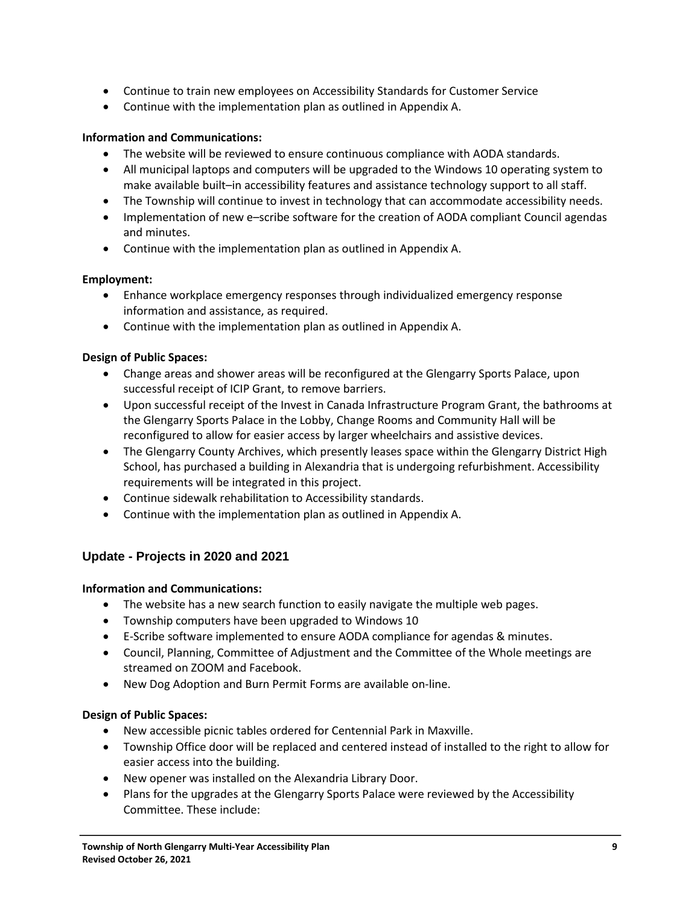- Continue to train new employees on Accessibility Standards for Customer Service
- Continue with the implementation plan as outlined in Appendix A.

**Information and Communications:**

- The website will be reviewed to ensure continuous compliance with AODA standards.
- All municipal laptops and computers will be upgraded to the Windows 10 operating system to make available built–in accessibility features and assistance technology support to all staff.
- The Township will continue to invest in technology that can accommodate accessibility needs.
- Implementation of new e–scribe software for the creation of AODA compliant Council agendas and minutes.
- Continue with the implementation plan as outlined in Appendix A.

**Employment:**

- Enhance workplace emergency responses through individualized emergency response information and assistance, as required.
- Continue with the implementation plan as outlined in Appendix A.

**Design of Public Spaces:**

- Change areas and shower areas will be reconfigured at the Glengarry Sports Palace, upon successful receipt of ICIP Grant, to remove barriers.
- Upon successful receipt of the Invest in Canada Infrastructure Program Grant, the bathrooms at the Glengarry Sports Palace in the Lobby, Change Rooms and Community Hall will be reconfigured to allow for easier access by larger wheelchairs and assistive devices.
- The Glengarry County Archives, which presently leases space within the Glengarry District High School, has purchased a building in Alexandria that is undergoing refurbishment. Accessibility requirements will be integrated in this project.
- Continue sidewalk rehabilitation to Accessibility standards.
- Continue with the implementation plan as outlined in Appendix A.

## Update - Projects in 2020 and 2021

**Information and Communications:**

- The website has a new search function to easily navigate the multiple web pages.
- Township computers have been upgraded to Windows 10
- E-Scribe software implemented to ensure AODA compliance for agendas & minutes.
- Council, Planning, Committee of Adjustment and the Committee of the Whole meetings are streamed on ZOOM and Facebook.
- New Dog Adoption and Burn Permit Forms are available on-line.

**Design of Public Spaces:**

- New accessible picnic tables ordered for Centennial Park in Maxville.
- Township Office door will be replaced and centered instead of installed to the right to allow for easier access into the building.
- New opener was installed on the Alexandria Library Door.
- Plans for the upgrades at the Glengarry Sports Palace were reviewed by the Accessibility Committee. These include: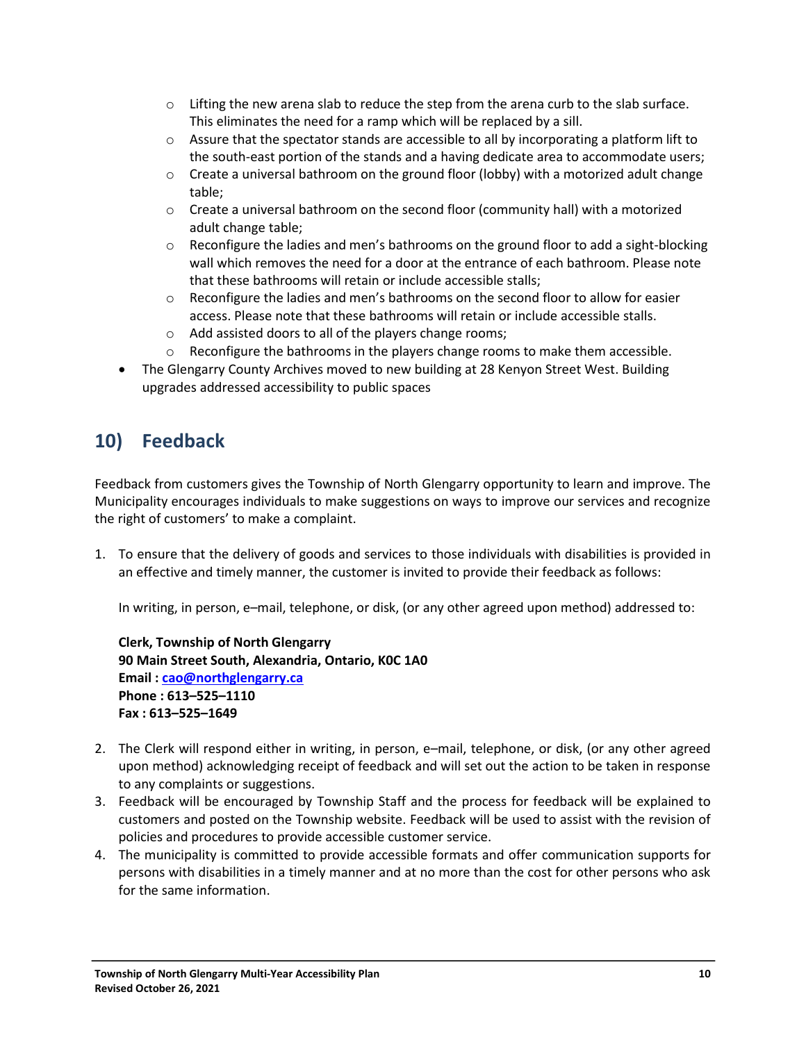- Lifting the new arena slab to reduce the step from the arena curb to the slab surface. This eliminates the need for a ramp which will be replaced by a sill.
    - Assure that the spectator stands are accessible to all by incorporating a platform lift to the south-east portion of the stands and a having dedicate area to accommodate users;
    - Create a universal bathroom on the ground floor (lobby) with a motorized adult change table;
    - Create a universal bathroom on the second floor (community hall) with a motorized adult change table;
    - Reconfigure the ladies and men's bathrooms on the ground floor to add a sight-blocking wall which removes the need for a door at the entrance of each bathroom. Please note that these bathrooms will retain or include accessible stalls;
    - Reconfigure the ladies and men's bathrooms on the second floor to allow for easier access. Please note that these bathrooms will retain or include accessible stalls.
    - Add assisted doors to all of the players change rooms;
    - Reconfigure the bathrooms in the players change rooms to make them accessible.
- The Glengarry County Archives moved to new building at 28 Kenyon Street West. Building upgrades addressed accessibility to public spaces

## 10) Feedback

Feedback from customers gives the Township of North Glengarry opportunity to learn and improve. The Municipality encourages individuals to make suggestions on ways to improve our services and recognize the right of customers' to make a complaint.

1. To ensure that the delivery of goods and services to those individuals with disabilities is provided in an effective and timely manner, the customer is invited to provide their feedback as follows:

   In writing, in person, e–mail, telephone, or disk, (or any other agreed upon method) addressed to:

   **Clerk, Township of North Glengarry**
   **90 Main Street South, Alexandria, Ontario, K0C 1A0**
   **Email : cao@northglengarry.ca**
   **Phone : 613–525–1110**
   **Fax : 613–525–1649**

2. The Clerk will respond either in writing, in person, e–mail, telephone, or disk, (or any other agreed upon method) acknowledging receipt of feedback and will set out the action to be taken in response to any complaints or suggestions.
3. Feedback will be encouraged by Township Staff and the process for feedback will be explained to customers and posted on the Township website. Feedback will be used to assist with the revision of policies and procedures to provide accessible customer service.
4. The municipality is committed to provide accessible formats and offer communication supports for persons with disabilities in a timely manner and at no more than the cost for other persons who ask for the same information.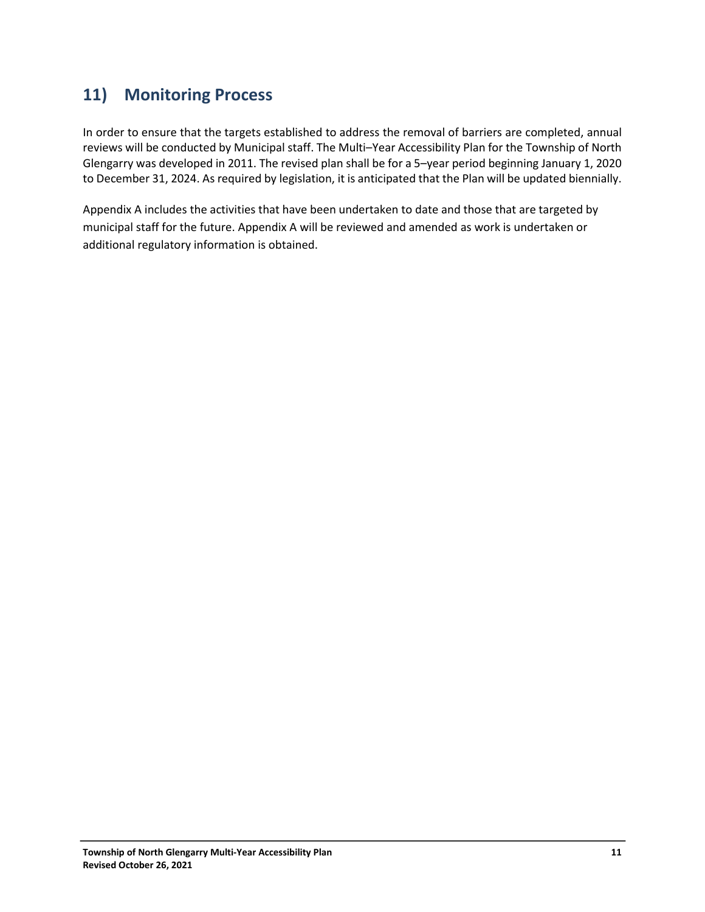## 11) Monitoring Process

In order to ensure that the targets established to address the removal of barriers are completed, annual reviews will be conducted by Municipal staff. The Multi–Year Accessibility Plan for the Township of North Glengarry was developed in 2011. The revised plan shall be for a 5–year period beginning January 1, 2020 to December 31, 2024. As required by legislation, it is anticipated that the Plan will be updated biennially.

Appendix A includes the activities that have been undertaken to date and those that are targeted by municipal staff for the future. Appendix A will be reviewed and amended as work is undertaken or additional regulatory information is obtained.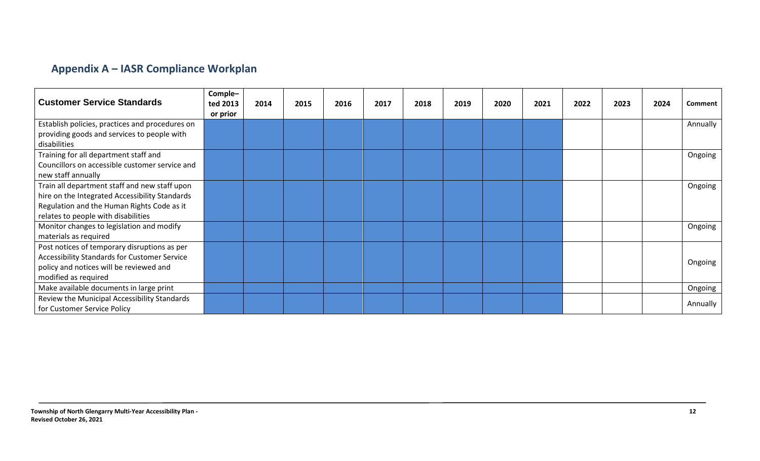## Appendix A – IASR Compliance Workplan

| Customer Service Standards | Comple–ted 2013 or prior | 2014 | 2015 | 2016 | 2017 | 2018 | 2019 | 2020 | 2021 | 2022 | 2023 | 2024 | Comment |
|---|---|---|---|---|---|---|---|---|---|---|---|---|---|
| Establish policies, practices and procedures on providing goods and services to people with disabilities | | | | | | | | | | | | | Annually |
| Training for all department staff and Councillors on accessible customer service and new staff annually | | | | | | | | | | | | | Ongoing |
| Train all department staff and new staff upon hire on the Integrated Accessibility Standards Regulation and the Human Rights Code as it relates to people with disabilities | | | | | | | | | | | | | Ongoing |
| Monitor changes to legislation and modify materials as required | | | | | | | | | | | | | Ongoing |
| Post notices of temporary disruptions as per Accessibility Standards for Customer Service policy and notices will be reviewed and modified as required | | | | | | | | | | | | | Ongoing |
| Make available documents in large print | | | | | | | | | | | | | Ongoing |
| Review the Municipal Accessibility Standards for Customer Service Policy | | | | | | | | | | | | | Annually |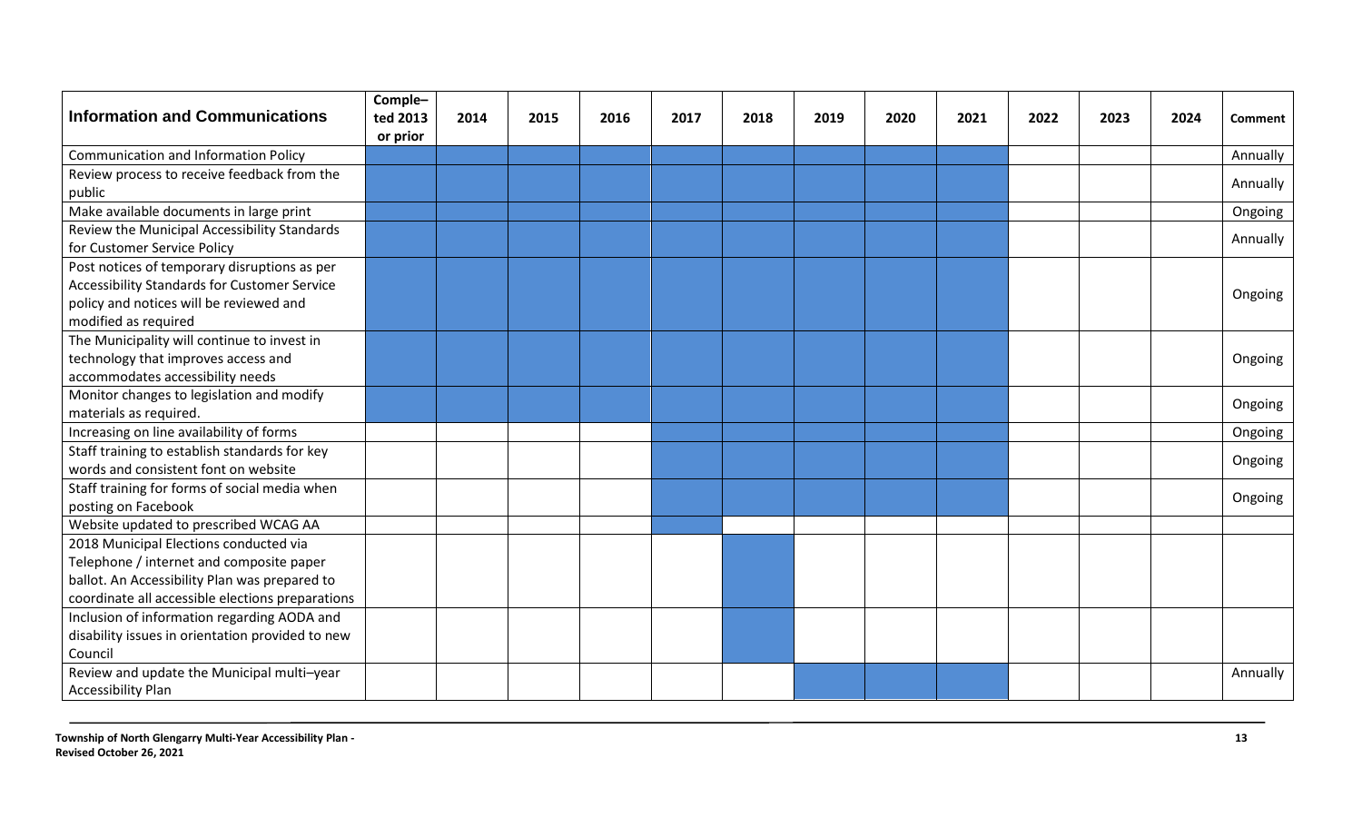| Information and Communications | Comple–ted 2013 or prior | 2014 | 2015 | 2016 | 2017 | 2018 | 2019 | 2020 | 2021 | 2022 | 2023 | 2024 | Comment |
|---|---|---|---|---|---|---|---|---|---|---|---|---|---|
| Communication and Information Policy | ■ | ■ | ■ | ■ | ■ | ■ | ■ | ■ | ■ | | | | Annually |
| Review process to receive feedback from the public | ■ | ■ | ■ | ■ | ■ | ■ | ■ | ■ | ■ | | | | Annually |
| Make available documents in large print | ■ | ■ | ■ | ■ | ■ | ■ | ■ | ■ | ■ | | | | Ongoing |
| Review the Municipal Accessibility Standards for Customer Service Policy | ■ | ■ | ■ | ■ | ■ | ■ | ■ | ■ | ■ | | | | Annually |
| Post notices of temporary disruptions as per Accessibility Standards for Customer Service policy and notices will be reviewed and modified as required | ■ | ■ | ■ | ■ | ■ | ■ | ■ | ■ | ■ | | | | Ongoing |
| The Municipality will continue to invest in technology that improves access and accommodates accessibility needs | ■ | ■ | ■ | ■ | ■ | ■ | ■ | ■ | ■ | | | | Ongoing |
| Monitor changes to legislation and modify materials as required. | ■ | ■ | ■ | ■ | ■ | ■ | ■ | ■ | ■ | | | | Ongoing |
| Increasing on line availability of forms | | | | | ■ | ■ | ■ | ■ | ■ | | | | Ongoing |
| Staff training to establish standards for key words and consistent font on website | | | | | ■ | ■ | ■ | ■ | ■ | | | | Ongoing |
| Staff training for forms of social media when posting on Facebook | | | | | ■ | ■ | ■ | ■ | ■ | | | | Ongoing |
| Website updated to prescribed WCAG AA | | | | | ■ | | | | | | | | |
| 2018 Municipal Elections conducted via Telephone / internet and composite paper ballot. An Accessibility Plan was prepared to coordinate all accessible elections preparations | | | | | | ■ | | | | | | | |
| Inclusion of information regarding AODA and disability issues in orientation provided to new Council | | | | | | ■ | | | | | | | |
| Review and update the Municipal multi–year Accessibility Plan | | | | | | | ■ | ■ | ■ | | | | Annually |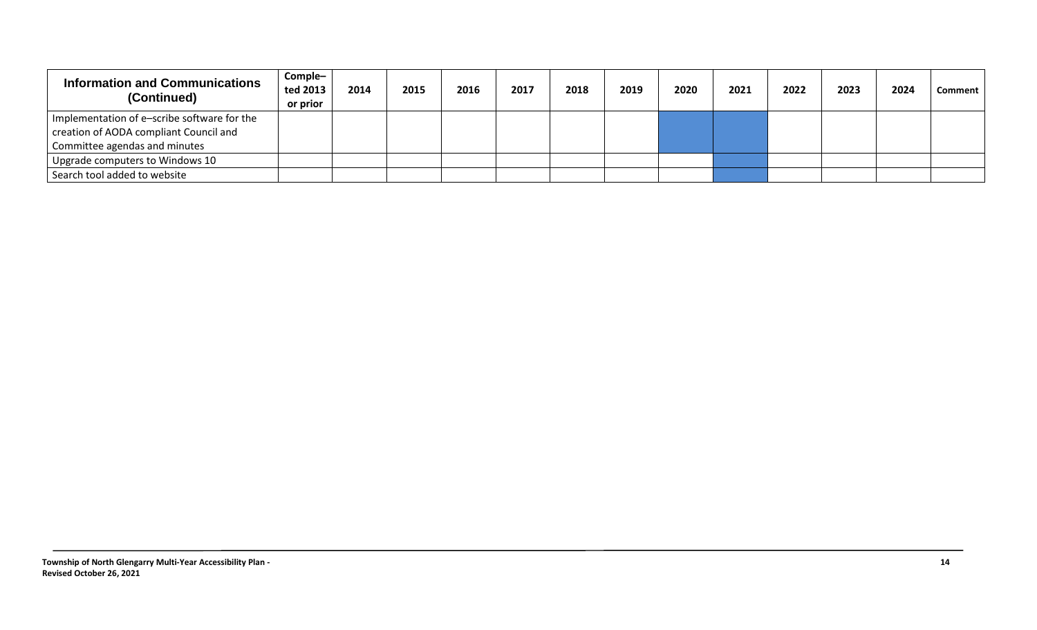| Information and Communications (Continued) | Comple–ted 2013 or prior | 2014 | 2015 | 2016 | 2017 | 2018 | 2019 | 2020 | 2021 | 2022 | 2023 | 2024 | Comment |
|---|---|---|---|---|---|---|---|---|---|---|---|---|---|
| Implementation of e–scribe software for the creation of AODA compliant Council and Committee agendas and minutes | | | | | | | | | | | | | |
| Upgrade computers to Windows 10 | | | | | | | | | | | | | |
| Search tool added to website | | | | | | | | | | | | | |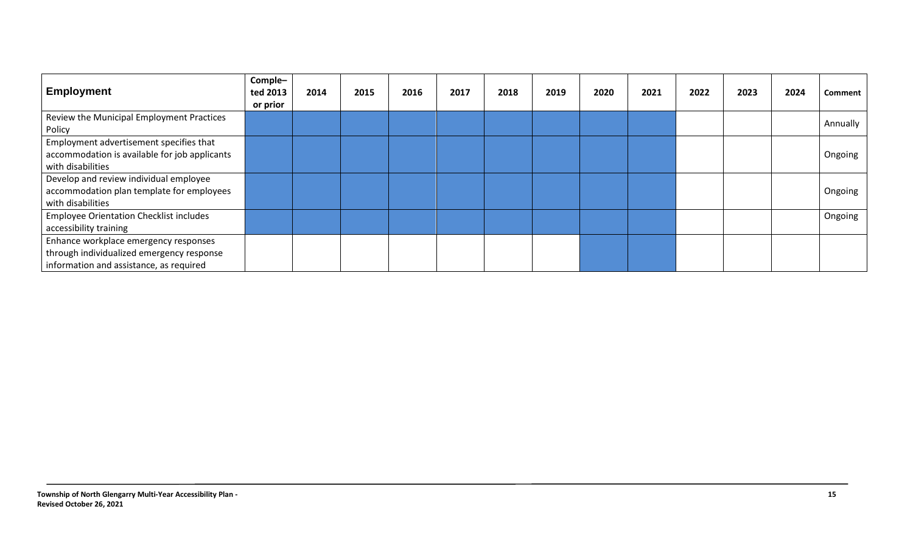| Employment | Comple–ted 2013 or prior | 2014 | 2015 | 2016 | 2017 | 2018 | 2019 | 2020 | 2021 | 2022 | 2023 | 2024 | Comment |
|---|---|---|---|---|---|---|---|---|---|---|---|---|---|
| Review the Municipal Employment Practices Policy | | | | | | | | | | | | | Annually |
| Employment advertisement specifies that accommodation is available for job applicants with disabilities | | | | | | | | | | | | | Ongoing |
| Develop and review individual employee accommodation plan template for employees with disabilities | | | | | | | | | | | | | Ongoing |
| Employee Orientation Checklist includes accessibility training | | | | | | | | | | | | | Ongoing |
| Enhance workplace emergency responses through individualized emergency response information and assistance, as required | | | | | | | | | | | | | |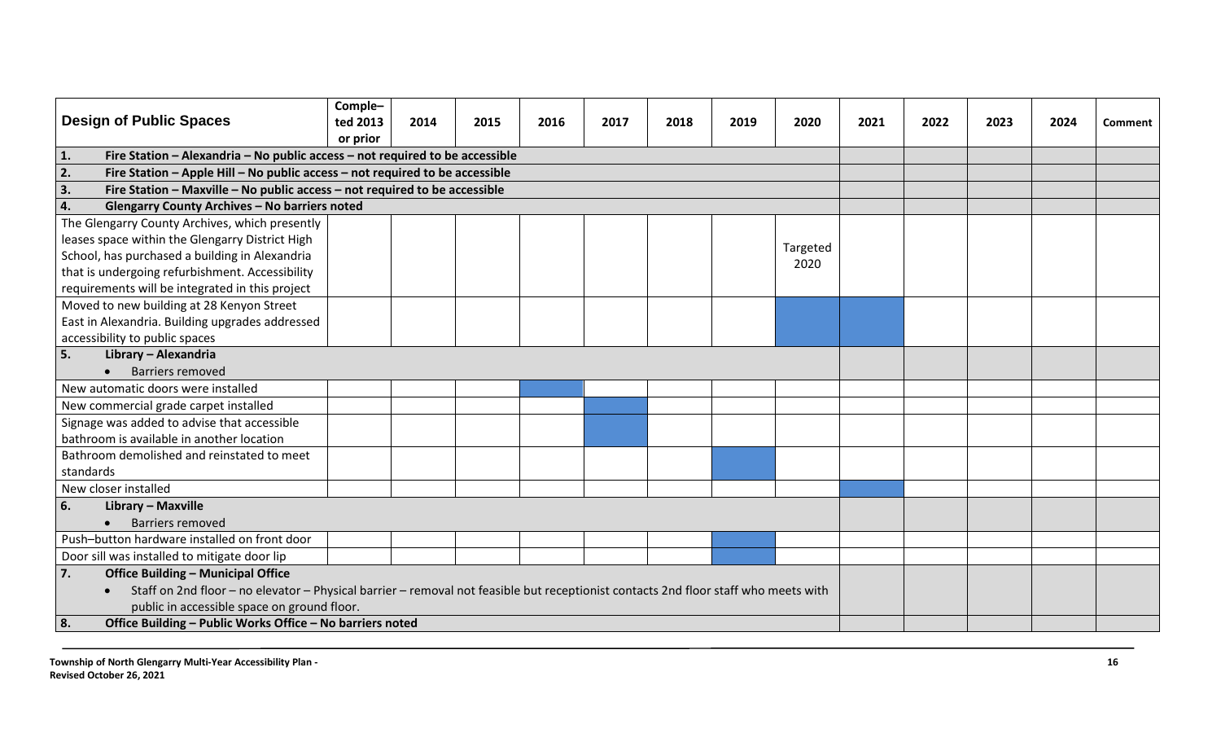| Design of Public Spaces | Comple–ted 2013 or prior | 2014 | 2015 | 2016 | 2017 | 2018 | 2019 | 2020 | 2021 | 2022 | 2023 | 2024 | Comment |
|---|---|---|---|---|---|---|---|---|---|---|---|---|---|
| **1. Fire Station – Alexandria – No public access – not required to be accessible** | | | | | | | | | | | | | |
| **2. Fire Station – Apple Hill – No public access – not required to be accessible** | | | | | | | | | | | | | |
| **3. Fire Station – Maxville – No public access – not required to be accessible** | | | | | | | | | | | | | |
| **4. Glengarry County Archives – No barriers noted** | | | | | | | | | | | | | |
| The Glengarry County Archives, which presently leases space within the Glengarry District High School, has purchased a building in Alexandria that is undergoing refurbishment. Accessibility requirements will be integrated in this project | | | | | | | | Targeted 2020 | | | | | |
| Moved to new building at 28 Kenyon Street East in Alexandria. Building upgrades addressed accessibility to public spaces | | | | | | | | ■ | ■ | | | | |
| **5. Library – Alexandria**<br>• Barriers removed | | | | | | | | | | | | | |
| New automatic doors were installed | | | | ■ | | | | | | | | | |
| New commercial grade carpet installed | | | | | ■ | | | | | | | | |
| Signage was added to advise that accessible bathroom is available in another location | | | | | ■ | | | | | | | | |
| Bathroom demolished and reinstated to meet standards | | | | | | | ■ | | | | | | |
| New closer installed | | | | | | | | | ■ | | | | |
| **6. Library – Maxville**<br>• Barriers removed | | | | | | | | | | | | | |
| Push–button hardware installed on front door | | | | | | | ■ | | | | | | |
| Door sill was installed to mitigate door lip | | | | | | | ■ | | | | | | |
| **7. Office Building – Municipal Office**<br>• Staff on 2nd floor – no elevator – Physical barrier – removal not feasible but receptionist contacts 2nd floor staff who meets with public in accessible space on ground floor. | | | | | | | | | | | | | |
| **8. Office Building – Public Works Office – No barriers noted** | | | | | | | | | | | | | |

**Township of North Glengarry Multi-Year Accessibility Plan - Revised October 26, 2021**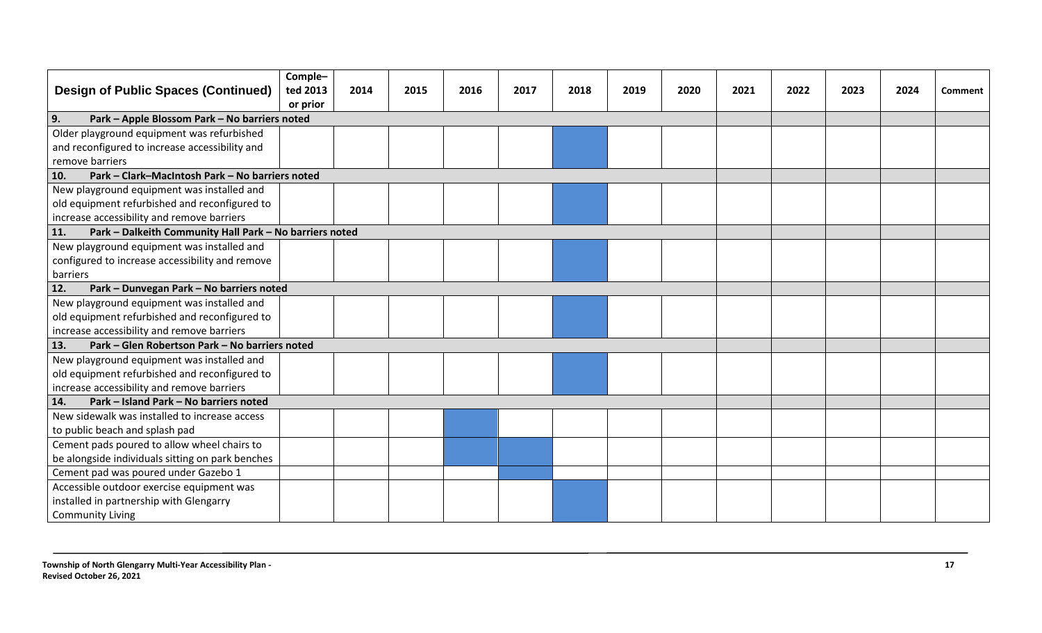| Design of Public Spaces (Continued) | Completed 2013 or prior | 2014 | 2015 | 2016 | 2017 | 2018 | 2019 | 2020 | 2021 | 2022 | 2023 | 2024 | Comment |
|---|---|---|---|---|---|---|---|---|---|---|---|---|---|
| **9. Park – Apple Blossom Park – No barriers noted** | | | | | | | | | | | | | |
| Older playground equipment was refurbished and reconfigured to increase accessibility and remove barriers | | | | | | ■ | | | | | | | |
| **10. Park – Clark–MacIntosh Park – No barriers noted** | | | | | | | | | | | | | |
| New playground equipment was installed and old equipment refurbished and reconfigured to increase accessibility and remove barriers | | | | | | ■ | | | | | | | |
| **11. Park – Dalkeith Community Hall Park – No barriers noted** | | | | | | | | | | | | | |
| New playground equipment was installed and configured to increase accessibility and remove barriers | | | | | | ■ | | | | | | | |
| **12. Park – Dunvegan Park – No barriers noted** | | | | | | | | | | | | | |
| New playground equipment was installed and old equipment refurbished and reconfigured to increase accessibility and remove barriers | | | | | | ■ | | | | | | | |
| **13. Park – Glen Robertson Park – No barriers noted** | | | | | | | | | | | | | |
| New playground equipment was installed and old equipment refurbished and reconfigured to increase accessibility and remove barriers | | | | | | ■ | | | | | | | |
| **14. Park – Island Park – No barriers noted** | | | | | | | | | | | | | |
| New sidewalk was installed to increase access to public beach and splash pad | | | | ■ | | | | | | | | | |
| Cement pads poured to allow wheel chairs to be alongside individuals sitting on park benches | | | | ■ | ■ | | | | | | | | |
| Cement pad was poured under Gazebo 1 | | | | | ■ | | | | | | | | |
| Accessible outdoor exercise equipment was installed in partnership with Glengarry Community Living | | | | | | ■ | | | | | | | |

Township of North Glengarry Multi-Year Accessibility Plan - Revised October 26, 2021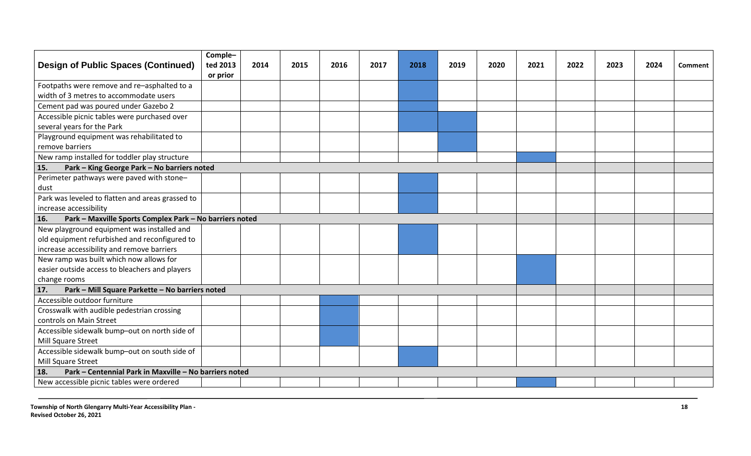| Design of Public Spaces (Continued) | Comple– ted 2013 or prior | 2014 | 2015 | 2016 | 2017 | 2018 | 2019 | 2020 | 2021 | 2022 | 2023 | 2024 | Comment |
|---|---|---|---|---|---|---|---|---|---|---|---|---|---|
| Footpaths were remove and re–asphalted to a width of 3 metres to accommodate users | | | | | | ■ | | | | | | | |
| Cement pad was poured under Gazebo 2 | | | | | | ■ | | | | | | | |
| Accessible picnic tables were purchased over several years for the Park | | | | | | ■ | ■ | | | | | | |
| Playground equipment was rehabilitated to remove barriers | | | | | | | ■ | | | | | | |
| New ramp installed for toddler play structure | | | | | | | | | ■ | | | | |
| **15. Park – King George Park – No barriers noted** | | | | | | | | | | | | | |
| Perimeter pathways were paved with stone–dust | | | | | | ■ | | | | | | | |
| Park was leveled to flatten and areas grassed to increase accessibility | | | | | | ■ | | | | | | | |
| **16. Park – Maxville Sports Complex Park – No barriers noted** | | | | | | | | | | | | | |
| New playground equipment was installed and old equipment refurbished and reconfigured to increase accessibility and remove barriers | | | | | | ■ | | | | | | | |
| New ramp was built which now allows for easier outside access to bleachers and players change rooms | | | | | | | | | ■ | | | | |
| **17. Park – Mill Square Parkette – No barriers noted** | | | | | | | | | | | | | |
| Accessible outdoor furniture | | | | ■ | | | | | | | | | |
| Crosswalk with audible pedestrian crossing controls on Main Street | | | | ■ | | | | | | | | | |
| Accessible sidewalk bump–out on north side of Mill Square Street | | | | ■ | | | | | | | | | |
| Accessible sidewalk bump–out on south side of Mill Square Street | | | | | | ■ | | | | | | | |
| **18. Park – Centennial Park in Maxville – No barriers noted** | | | | | | | | | | | | | |
| New accessible picnic tables were ordered | | | | | | | | | ■ | | | | |

Township of North Glengarry Multi-Year Accessibility Plan - Revised October 26, 2021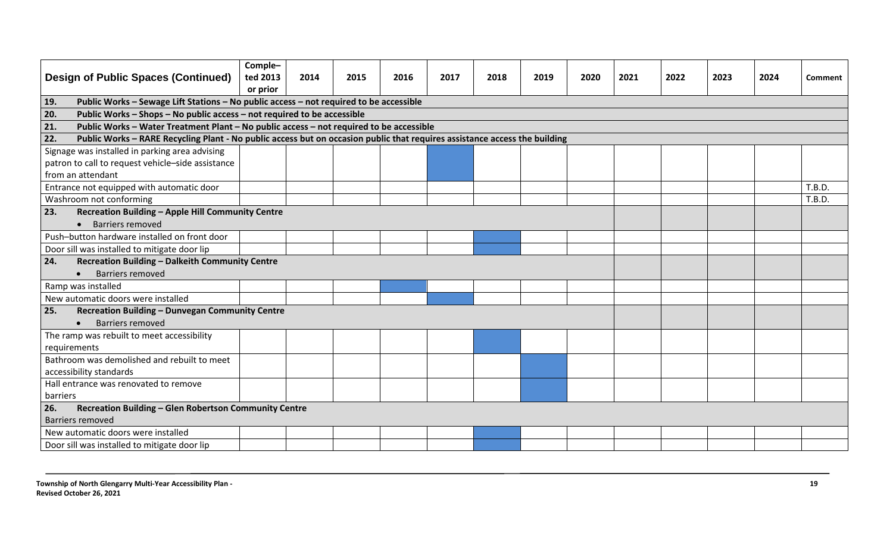| Design of Public Spaces (Continued) | Comple–ted 2013 or prior | 2014 | 2015 | 2016 | 2017 | 2018 | 2019 | 2020 | 2021 | 2022 | 2023 | 2024 | Comment |
|---|---|---|---|---|---|---|---|---|---|---|---|---|---|
| **19. Public Works – Sewage Lift Stations – No public access – not required to be accessible** | | | | | | | | | | | | | |
| **20. Public Works – Shops – No public access – not required to be accessible** | | | | | | | | | | | | | |
| **21. Public Works – Water Treatment Plant – No public access – not required to be accessible** | | | | | | | | | | | | | |
| **22. Public Works – RARE Recycling Plant - No public access but on occasion public that requires assistance access the building** | | | | | | | | | | | | | |
| Signage was installed in parking area advising patron to call to request vehicle–side assistance from an attendant | | | | | ■ | | | | | | | | |
| Entrance not equipped with automatic door | | | | | | | | | | | | | T.B.D. |
| Washroom not conforming | | | | | | | | | | | | | T.B.D. |
| **23. Recreation Building – Apple Hill Community Centre** <br> • Barriers removed | | | | | | | | | | | | | |
| Push–button hardware installed on front door | | | | | | ■ | | | | | | | |
| Door sill was installed to mitigate door lip | | | | | | ■ | | | | | | | |
| **24. Recreation Building – Dalkeith Community Centre** <br> • Barriers removed | | | | | | | | | | | | | |
| Ramp was installed | | | | ■ | | | | | | | | | |
| New automatic doors were installed | | | | | ■ | | | | | | | | |
| **25. Recreation Building – Dunvegan Community Centre** <br> • Barriers removed | | | | | | | | | | | | | |
| The ramp was rebuilt to meet accessibility requirements | | | | | | ■ | | | | | | | |
| Bathroom was demolished and rebuilt to meet accessibility standards | | | | | | | ■ | | | | | | |
| Hall entrance was renovated to remove barriers | | | | | | | ■ | | | | | | |
| **26. Recreation Building – Glen Robertson Community Centre** <br> Barriers removed | | | | | | | | | | | | | |
| New automatic doors were installed | | | | | | ■ | | | | | | | |
| Door sill was installed to mitigate door lip | | | | | | ■ | | | | | | | |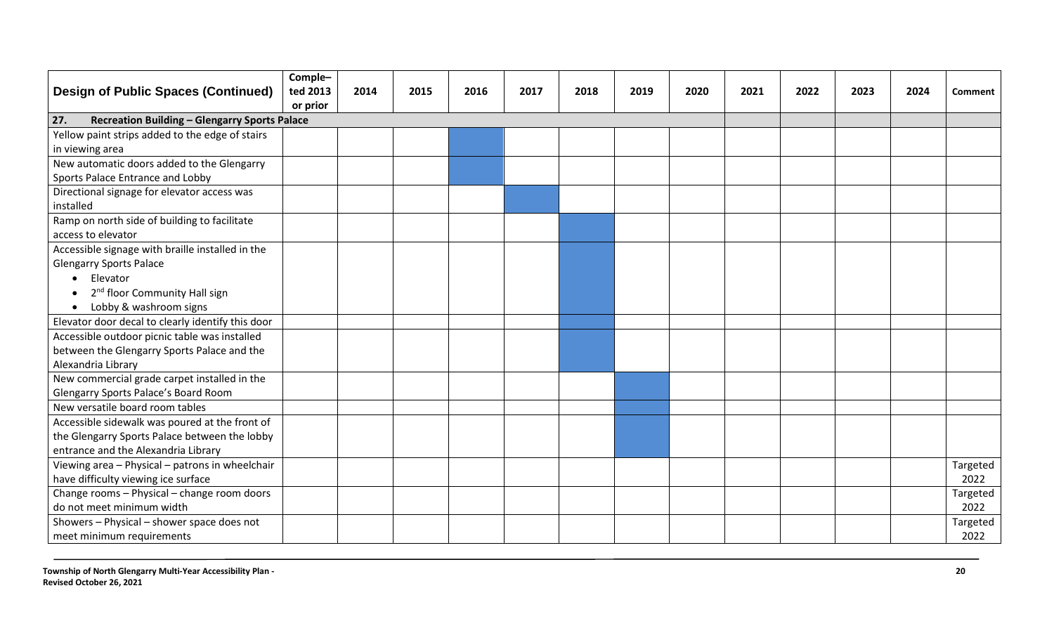| Design of Public Spaces (Continued) | Comple–ted 2013 or prior | 2014 | 2015 | 2016 | 2017 | 2018 | 2019 | 2020 | 2021 | 2022 | 2023 | 2024 | Comment |
|---|---|---|---|---|---|---|---|---|---|---|---|---|---|
| **27. Recreation Building – Glengarry Sports Palace** | | | | | | | | | | | | | |
| Yellow paint strips added to the edge of stairs in viewing area | | | | ■ | | | | | | | | | |
| New automatic doors added to the Glengarry Sports Palace Entrance and Lobby | | | | ■ | | | | | | | | | |
| Directional signage for elevator access was installed | | | | | ■ | | | | | | | | |
| Ramp on north side of building to facilitate access to elevator | | | | | | ■ | | | | | | | |
| Accessible signage with braille installed in the Glengarry Sports Palace<br>• Elevator<br>• 2nd floor Community Hall sign<br>• Lobby & washroom signs | | | | | | ■ | | | | | | | |
| Elevator door decal to clearly identify this door | | | | | | ■ | | | | | | | |
| Accessible outdoor picnic table was installed between the Glengarry Sports Palace and the Alexandria Library | | | | | | ■ | | | | | | | |
| New commercial grade carpet installed in the Glengarry Sports Palace's Board Room | | | | | | | ■ | | | | | | |
| New versatile board room tables | | | | | | | ■ | | | | | | |
| Accessible sidewalk was poured at the front of the Glengarry Sports Palace between the lobby entrance and the Alexandria Library | | | | | | | ■ | | | | | | |
| Viewing area – Physical – patrons in wheelchair have difficulty viewing ice surface | | | | | | | | | | | | | Targeted 2022 |
| Change rooms – Physical – change room doors do not meet minimum width | | | | | | | | | | | | | Targeted 2022 |
| Showers – Physical – shower space does not meet minimum requirements | | | | | | | | | | | | | Targeted 2022 |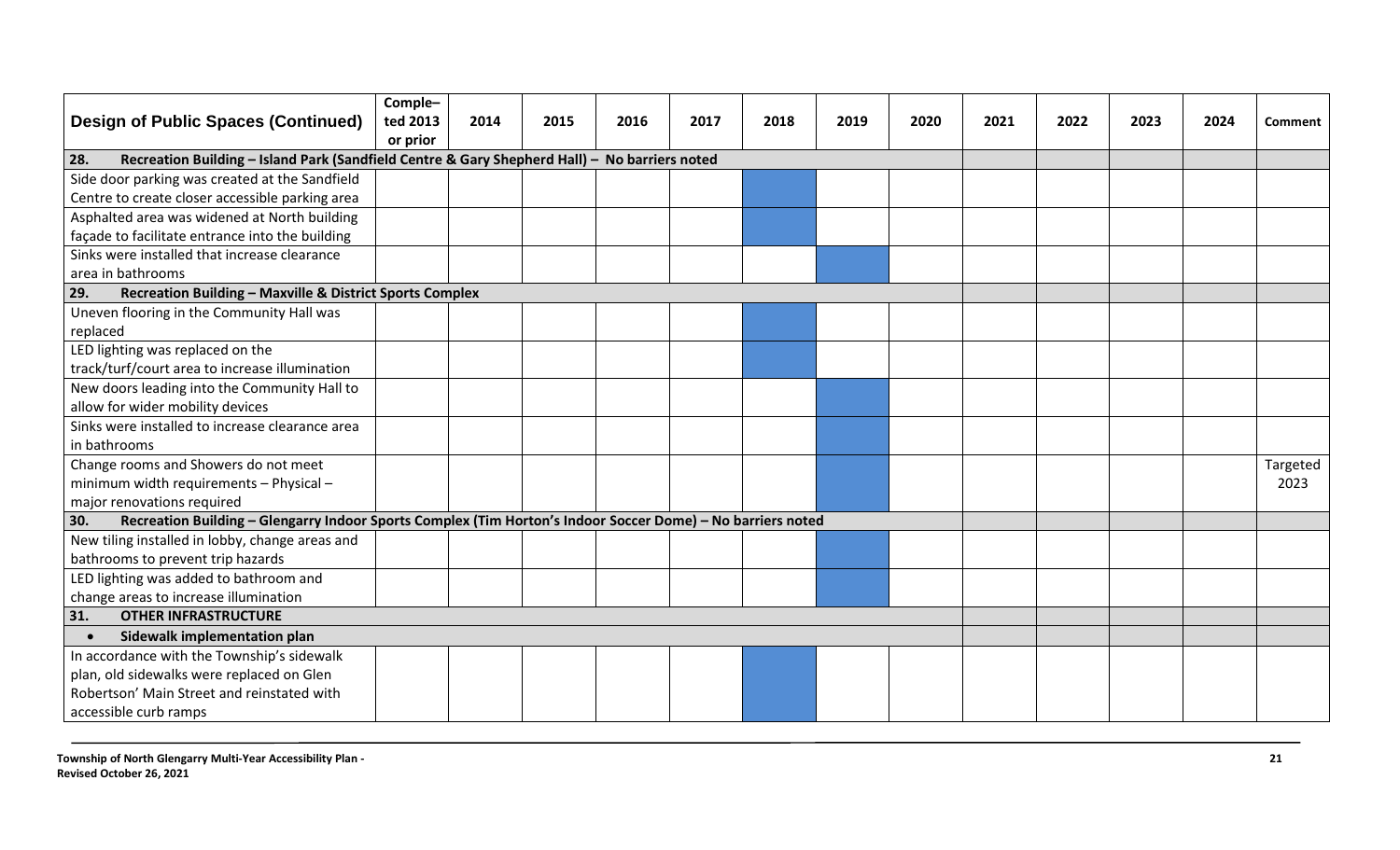| Design of Public Spaces (Continued) | Comple–ted 2013 or prior | 2014 | 2015 | 2016 | 2017 | 2018 | 2019 | 2020 | 2021 | 2022 | 2023 | 2024 | Comment |
|---|---|---|---|---|---|---|---|---|---|---|---|---|---|
| **28. Recreation Building – Island Park (Sandfield Centre & Gary Shepherd Hall) – No barriers noted** | | | | | | | | | | | | | |
| Side door parking was created at the Sandfield Centre to create closer accessible parking area | | | | | | ■ | | | | | | | |
| Asphalted area was widened at North building façade to facilitate entrance into the building | | | | | | ■ | | | | | | | |
| Sinks were installed that increase clearance area in bathrooms | | | | | | | ■ | | | | | | |
| **29. Recreation Building – Maxville & District Sports Complex** | | | | | | | | | | | | | |
| Uneven flooring in the Community Hall was replaced | | | | | | ■ | | | | | | | |
| LED lighting was replaced on the track/turf/court area to increase illumination | | | | | | ■ | | | | | | | |
| New doors leading into the Community Hall to allow for wider mobility devices | | | | | | | ■ | | | | | | |
| Sinks were installed to increase clearance area in bathrooms | | | | | | | ■ | | | | | | |
| Change rooms and Showers do not meet minimum width requirements – Physical – major renovations required | | | | | | | ■ | | | | | | Targeted 2023 |
| **30. Recreation Building – Glengarry Indoor Sports Complex (Tim Horton's Indoor Soccer Dome) – No barriers noted** | | | | | | | | | | | | | |
| New tiling installed in lobby, change areas and bathrooms to prevent trip hazards | | | | | | | ■ | | | | | | |
| LED lighting was added to bathroom and change areas to increase illumination | | | | | | | ■ | | | | | | |
| **31. OTHER INFRASTRUCTURE** | | | | | | | | | | | | | |
| • **Sidewalk implementation plan** | | | | | | | | | | | | | |
| In accordance with the Township's sidewalk plan, old sidewalks were replaced on Glen Robertson' Main Street and reinstated with accessible curb ramps | | | | | | ■ | | | | | | | |

**Township of North Glengarry Multi-Year Accessibility Plan - Revised October 26, 2021**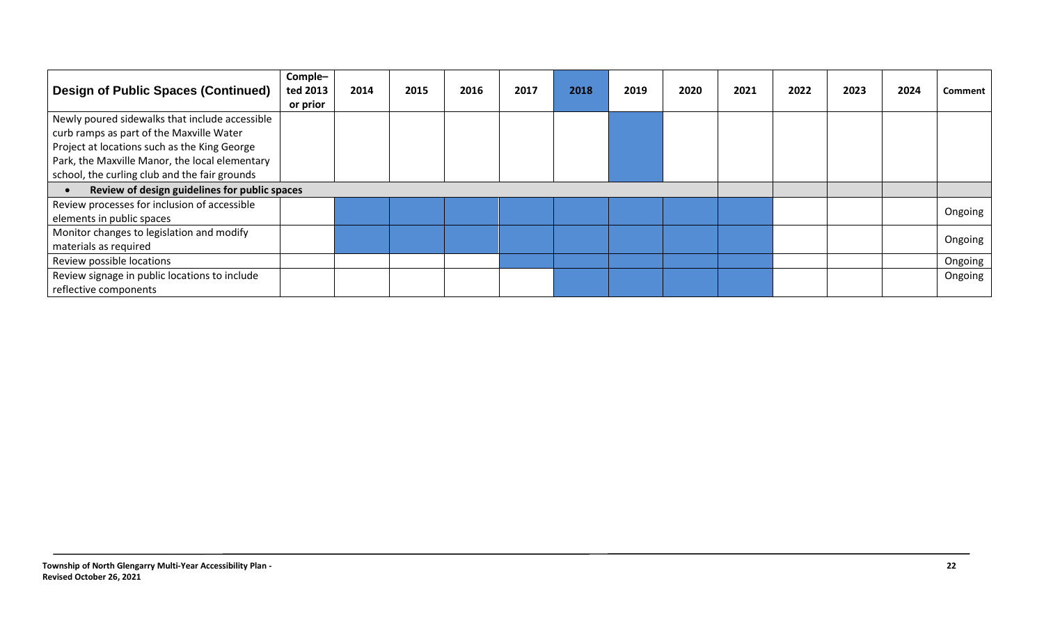| Design of Public Spaces (Continued) | Comple–ted 2013 or prior | 2014 | 2015 | 2016 | 2017 | 2018 | 2019 | 2020 | 2021 | 2022 | 2023 | 2024 | Comment |
|---|---|---|---|---|---|---|---|---|---|---|---|---|---|
| Newly poured sidewalks that include accessible curb ramps as part of the Maxville Water Project at locations such as the King George Park, the Maxville Manor, the local elementary school, the curling club and the fair grounds | | | | | | | | | | | | | |
| • **Review of design guidelines for public spaces** | | | | | | | | | | | | | |
| Review processes for inclusion of accessible elements in public spaces | | | | | | | | | | | | | Ongoing |
| Monitor changes to legislation and modify materials as required | | | | | | | | | | | | | Ongoing |
| Review possible locations | | | | | | | | | | | | | Ongoing |
| Review signage in public locations to include reflective components | | | | | | | | | | | | | Ongoing |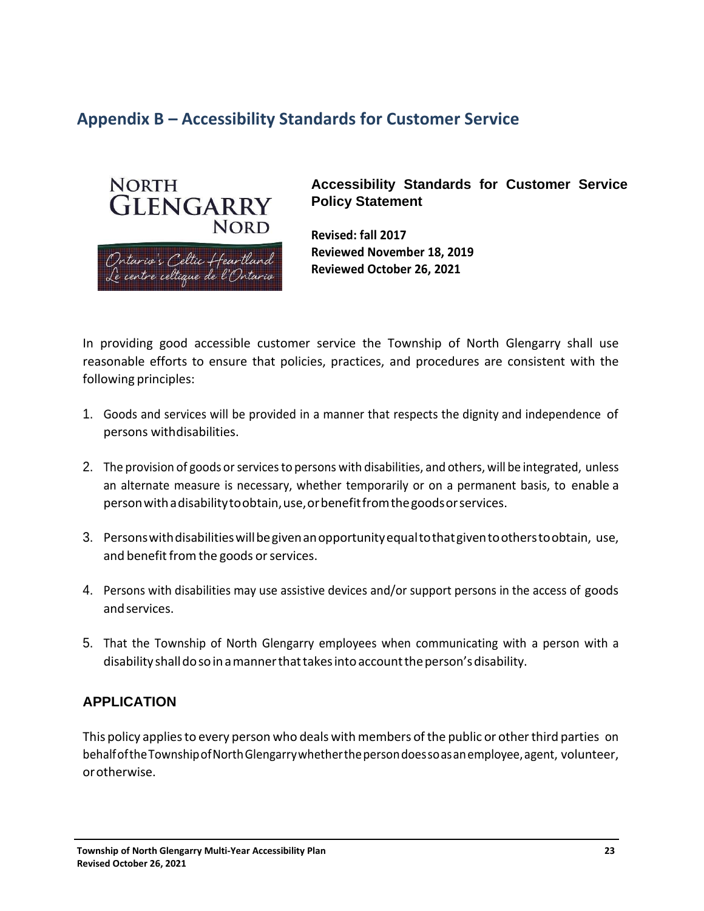## Appendix B – Accessibility Standards for Customer Service

NORTH GLENGARRY NORD

Ontario's Celtic Heartland
Le centre celtique de l'Ontario

**Accessibility Standards for Customer Service Policy Statement**

**Revised: fall 2017**
**Reviewed November 18, 2019**
**Reviewed October 26, 2021**

In providing good accessible customer service the Township of North Glengarry shall use reasonable efforts to ensure that policies, practices, and procedures are consistent with the following principles:

1. Goods and services will be provided in a manner that respects the dignity and independence of persons with disabilities.

2. The provision of goods or services to persons with disabilities, and others, will be integrated, unless an alternate measure is necessary, whether temporarily or on a permanent basis, to enable a person with a disability to obtain, use, or benefit from the goods or services.

3. Persons with disabilities will be given an opportunity equal to that given to others to obtain, use, and benefit from the goods or services.

4. Persons with disabilities may use assistive devices and/or support persons in the access of goods and services.

5. That the Township of North Glengarry employees when communicating with a person with a disability shall do so in a manner that takes into account the person's disability.

### APPLICATION

This policy applies to every person who deals with members of the public or other third parties on behalf of the Township of North Glengarry whether the person does so as an employee, agent, volunteer, or otherwise.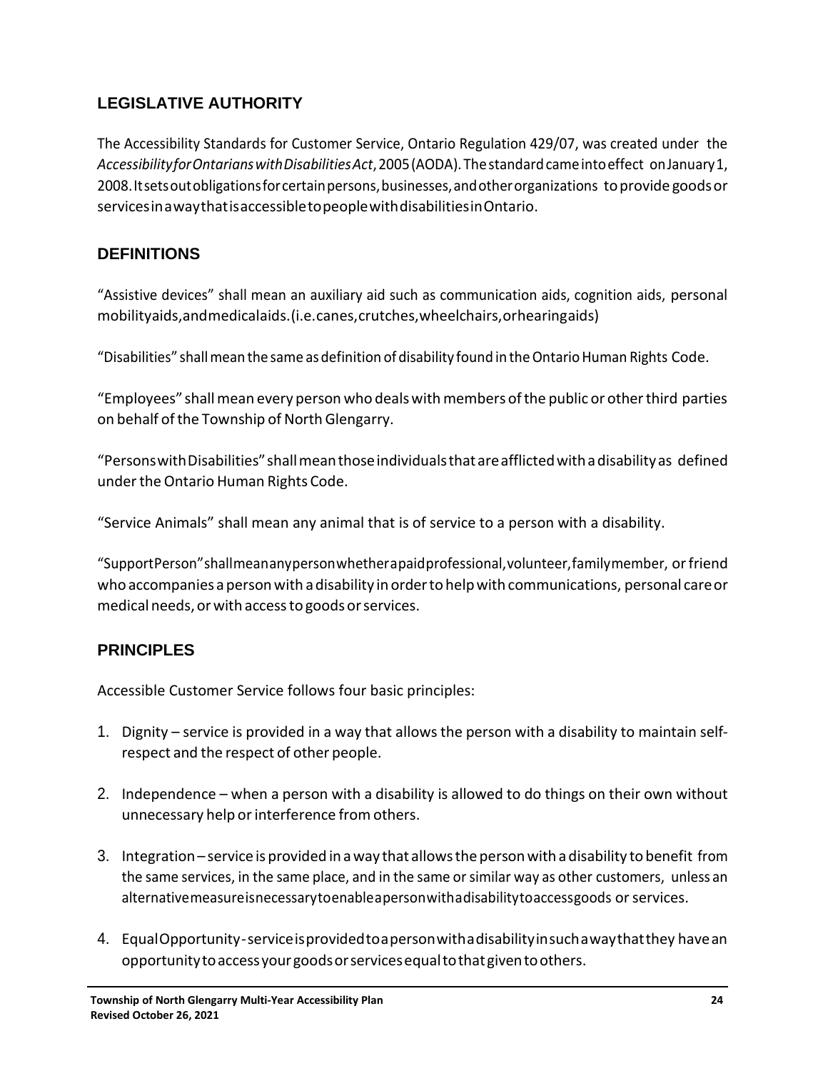## LEGISLATIVE AUTHORITY

The Accessibility Standards for Customer Service, Ontario Regulation 429/07, was created under the *Accessibility for Ontarians with Disabilities Act*, 2005 (AODA). The standard came into effect on January 1, 2008. It sets out obligations for certain persons, businesses, and other organizations to provide goods or services in a way that is accessible to people with disabilities in Ontario.

## DEFINITIONS

"Assistive devices" shall mean an auxiliary aid such as communication aids, cognition aids, personal mobility aids, and medical aids. (i.e. canes, crutches, wheelchairs, or hearing aids)

"Disabilities" shall mean the same as definition of disability found in the Ontario Human Rights Code.

"Employees" shall mean every person who deals with members of the public or other third parties on behalf of the Township of North Glengarry.

"Persons with Disabilities" shall mean those individuals that are afflicted with a disability as defined under the Ontario Human Rights Code.

"Service Animals" shall mean any animal that is of service to a person with a disability.

"Support Person" shall mean any person whether a paid professional, volunteer, family member, or friend who accompanies a person with a disability in order to help with communications, personal care or medical needs, or with access to goods or services.

## PRINCIPLES

Accessible Customer Service follows four basic principles:

1. Dignity – service is provided in a way that allows the person with a disability to maintain self-respect and the respect of other people.
2. Independence – when a person with a disability is allowed to do things on their own without unnecessary help or interference from others.
3. Integration – service is provided in a way that allows the person with a disability to benefit from the same services, in the same place, and in the same or similar way as other customers, unless an alternative measure is necessary to enable a person with a disability to access goods or services.
4. Equal Opportunity - service is provided to a person with a disability in such a way that they have an opportunity to access your goods or services equal to that given to others.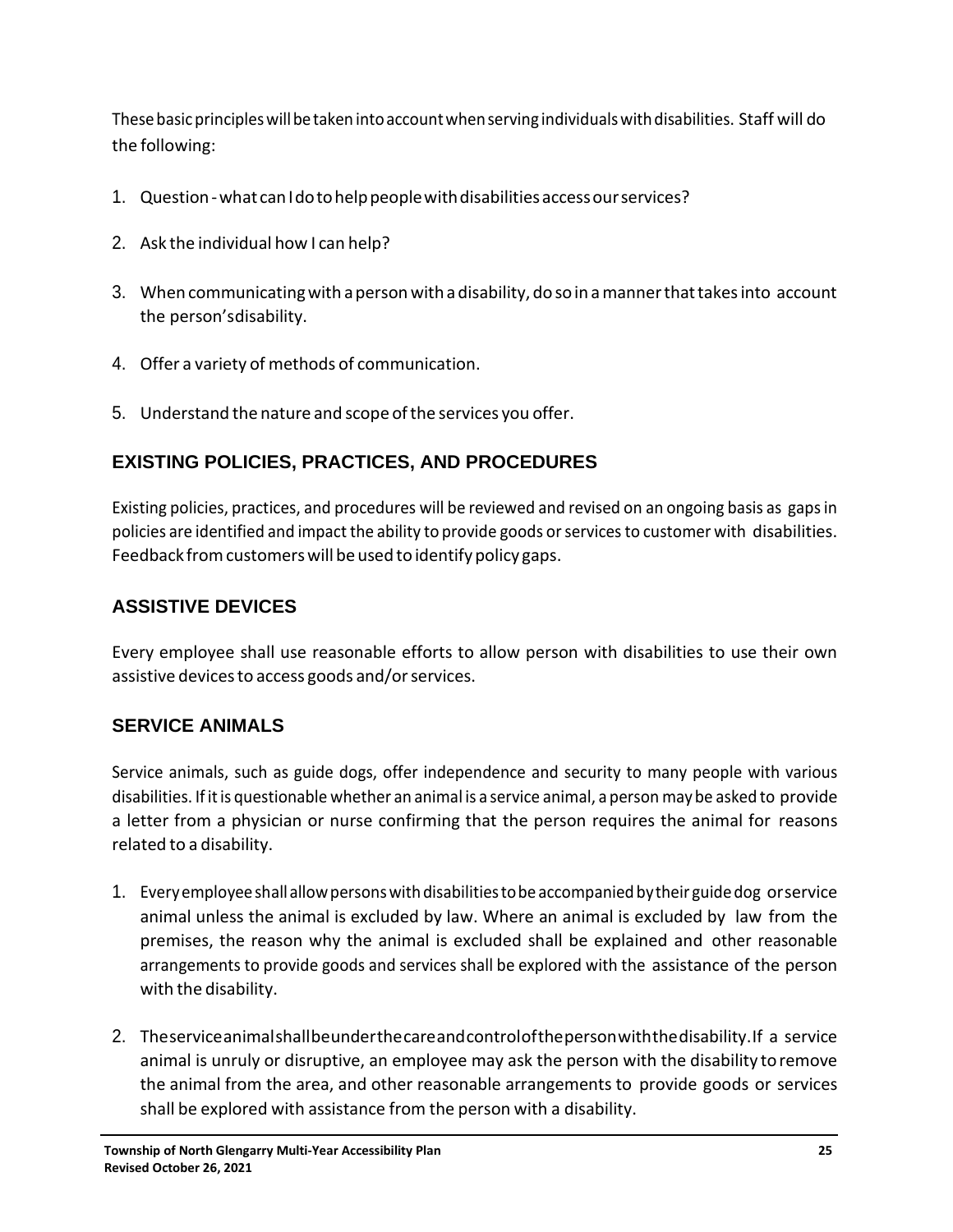These basic principles will be taken into account when serving individuals with disabilities. Staff will do the following:

1. Question - what can I do to help people with disabilities access our services?
2. Ask the individual how I can help?
3. When communicating with a person with a disability, do so in a manner that takes into account the person's disability.
4. Offer a variety of methods of communication.
5. Understand the nature and scope of the services you offer.

## EXISTING POLICIES, PRACTICES, AND PROCEDURES

Existing policies, practices, and procedures will be reviewed and revised on an ongoing basis as gaps in policies are identified and impact the ability to provide goods or services to customer with disabilities. Feedback from customers will be used to identify policy gaps.

## ASSISTIVE DEVICES

Every employee shall use reasonable efforts to allow person with disabilities to use their own assistive devices to access goods and/or services.

## SERVICE ANIMALS

Service animals, such as guide dogs, offer independence and security to many people with various disabilities. If it is questionable whether an animal is a service animal, a person may be asked to provide a letter from a physician or nurse confirming that the person requires the animal for reasons related to a disability.

1. Every employee shall allow persons with disabilities to be accompanied by their guide dog or service animal unless the animal is excluded by law. Where an animal is excluded by law from the premises, the reason why the animal is excluded shall be explained and other reasonable arrangements to provide goods and services shall be explored with the assistance of the person with the disability.
2. The service animal shall be under the care and control of the person with the disability. If a service animal is unruly or disruptive, an employee may ask the person with the disability to remove the animal from the area, and other reasonable arrangements to provide goods or services shall be explored with assistance from the person with a disability.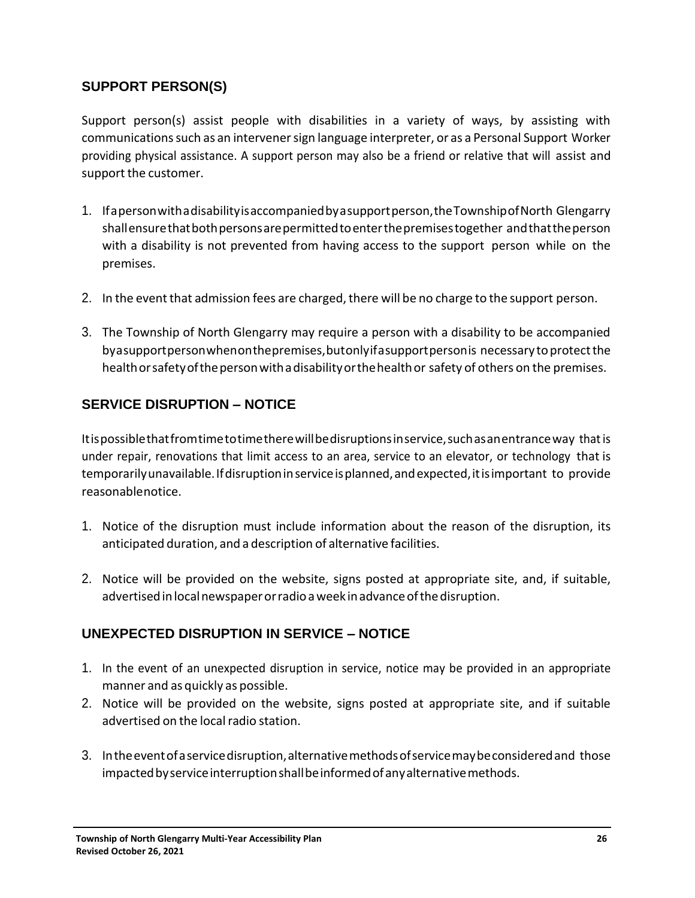## SUPPORT PERSON(S)

Support person(s) assist people with disabilities in a variety of ways, by assisting with communications such as an intervener sign language interpreter, or as a Personal Support Worker providing physical assistance. A support person may also be a friend or relative that will assist and support the customer.

1. If a person with a disability is accompanied by a support person, the Township of North Glengarry shall ensure that both persons are permitted to enter the premises together and that the person with a disability is not prevented from having access to the support person while on the premises.
2. In the event that admission fees are charged, there will be no charge to the support person.
3. The Township of North Glengarry may require a person with a disability to be accompanied by a support person when on the premises, but only if a support person is necessary to protect the health or safety of the person with a disability or the health or safety of others on the premises.

## SERVICE DISRUPTION – NOTICE

It is possible that from time to time there will be disruptions in service, such as an entrance way that is under repair, renovations that limit access to an area, service to an elevator, or technology that is temporarily unavailable. If disruption in service is planned, and expected, it is important to provide reasonable notice.

1. Notice of the disruption must include information about the reason of the disruption, its anticipated duration, and a description of alternative facilities.
2. Notice will be provided on the website, signs posted at appropriate site, and, if suitable, advertised in local newspaper or radio a week in advance of the disruption.

## UNEXPECTED DISRUPTION IN SERVICE – NOTICE

1. In the event of an unexpected disruption in service, notice may be provided in an appropriate manner and as quickly as possible.
2. Notice will be provided on the website, signs posted at appropriate site, and if suitable advertised on the local radio station.
3. In the event of a service disruption, alternative methods of service may be considered and those impacted by service interruption shall be informed of any alternative methods.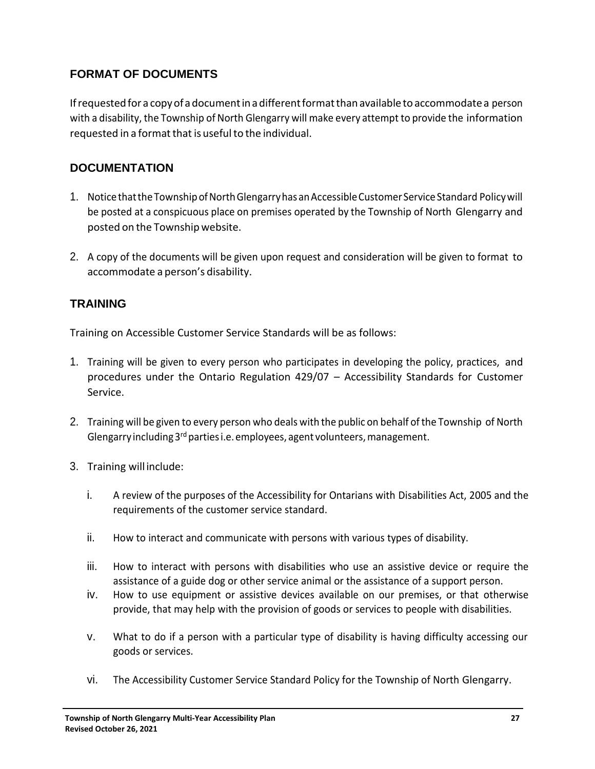## FORMAT OF DOCUMENTS

If requested for a copy of a document in a different format than available to accommodate a person with a disability, the Township of North Glengarry will make every attempt to provide the information requested in a format that is useful to the individual.

## DOCUMENTATION

1. Notice that the Township of North Glengarry has an Accessible Customer Service Standard Policy will be posted at a conspicuous place on premises operated by the Township of North Glengarry and posted on the Township website.
2. A copy of the documents will be given upon request and consideration will be given to format to accommodate a person's disability.

## TRAINING

Training on Accessible Customer Service Standards will be as follows:

1. Training will be given to every person who participates in developing the policy, practices, and procedures under the Ontario Regulation 429/07 – Accessibility Standards for Customer Service.
2. Training will be given to every person who deals with the public on behalf of the Township of North Glengarry including 3rd parties i.e. employees, agent volunteers, management.
3. Training will include:
   i. A review of the purposes of the Accessibility for Ontarians with Disabilities Act, 2005 and the requirements of the customer service standard.
   ii. How to interact and communicate with persons with various types of disability.
   iii. How to interact with persons with disabilities who use an assistive device or require the assistance of a guide dog or other service animal or the assistance of a support person.
   iv. How to use equipment or assistive devices available on our premises, or that otherwise provide, that may help with the provision of goods or services to people with disabilities.
   v. What to do if a person with a particular type of disability is having difficulty accessing our goods or services.
   vi. The Accessibility Customer Service Standard Policy for the Township of North Glengarry.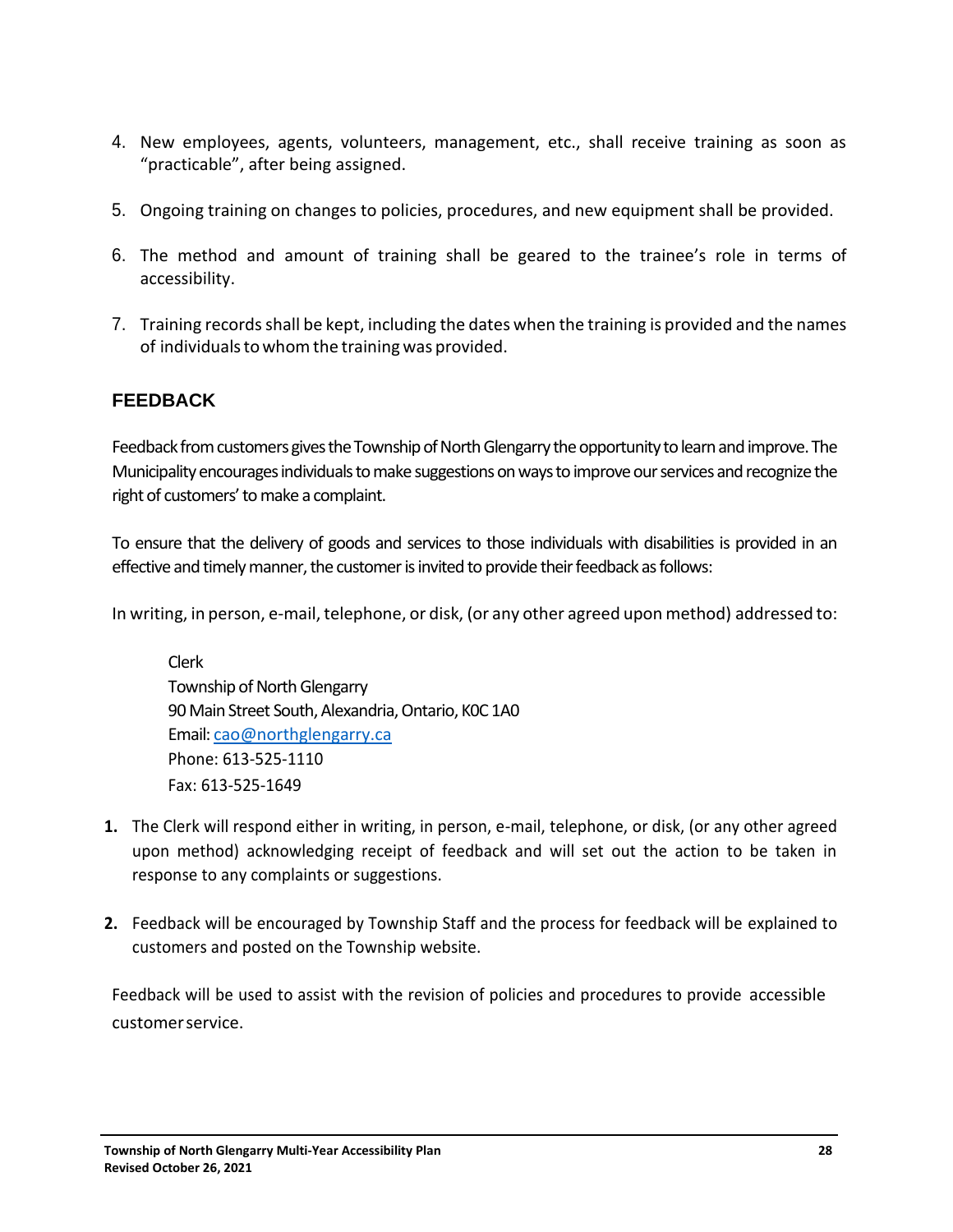4. New employees, agents, volunteers, management, etc., shall receive training as soon as "practicable", after being assigned.

5. Ongoing training on changes to policies, procedures, and new equipment shall be provided.

6. The method and amount of training shall be geared to the trainee's role in terms of accessibility.

7. Training records shall be kept, including the dates when the training is provided and the names of individuals to whom the training was provided.

## FEEDBACK

Feedback from customers gives the Township of North Glengarry the opportunity to learn and improve. The Municipality encourages individuals to make suggestions on ways to improve our services and recognize the right of customers' to make a complaint.

To ensure that the delivery of goods and services to those individuals with disabilities is provided in an effective and timely manner, the customer is invited to provide their feedback as follows:

In writing, in person, e-mail, telephone, or disk, (or any other agreed upon method) addressed to:

Clerk  
Township of North Glengarry  
90 Main Street South, Alexandria, Ontario, K0C 1A0  
Email: cao@northglengarry.ca  
Phone: 613-525-1110  
Fax: 613-525-1649

**1.** The Clerk will respond either in writing, in person, e-mail, telephone, or disk, (or any other agreed upon method) acknowledging receipt of feedback and will set out the action to be taken in response to any complaints or suggestions.

**2.** Feedback will be encouraged by Township Staff and the process for feedback will be explained to customers and posted on the Township website.

Feedback will be used to assist with the revision of policies and procedures to provide accessible customer service.